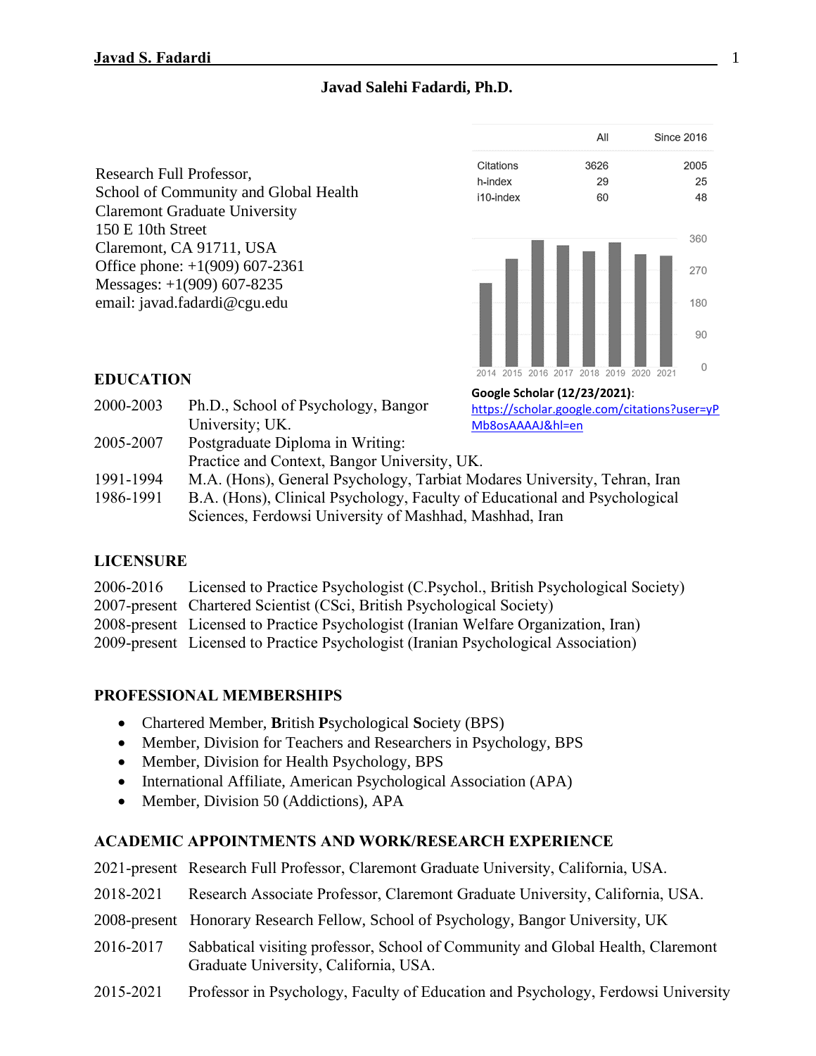# Javad Salehi Fadardi, Ph.D.

Research Full Professor,
School of Community and Global Health
Claremont Graduate University
150 E 10th Street
Claremont, CA 91711, USA
Office phone: +1(909) 607-2361
Messages: +1(909) 607-8235
email: javad.fadardi@cgu.edu

| | All | Since 2016 |
|---|---|---|
| Citations | 3626 | 2005 |
| h-index | 29 | 25 |
| i10-index | 60 | 48 |

**Google Scholar (12/23/2021)**: https://scholar.google.com/citations?user=yPMb8osAAAAJ&hl=en

## EDUCATION

| | |
|---|---|
| 2000-2003 | Ph.D., School of Psychology, Bangor University; UK. |
| 2005-2007 | Postgraduate Diploma in Writing: Practice and Context, Bangor University, UK. |
| 1991-1994 | M.A. (Hons), General Psychology, Tarbiat Modares University, Tehran, Iran |
| 1986-1991 | B.A. (Hons), Clinical Psychology, Faculty of Educational and Psychological Sciences, Ferdowsi University of Mashhad, Mashhad, Iran |

## LICENSURE

| | |
|---|---|
| 2006-2016 | Licensed to Practice Psychologist (C.Psychol., British Psychological Society) |
| 2007-present | Chartered Scientist (CSci, British Psychological Society) |
| 2008-present | Licensed to Practice Psychologist (Iranian Welfare Organization, Iran) |
| 2009-present | Licensed to Practice Psychologist (Iranian Psychological Association) |

## PROFESSIONAL MEMBERSHIPS

- Chartered Member, **B**ritish **P**sychological **S**ociety (BPS)
- Member, Division for Teachers and Researchers in Psychology, BPS
- Member, Division for Health Psychology, BPS
- International Affiliate, American Psychological Association (APA)
- Member, Division 50 (Addictions), APA

## ACADEMIC APPOINTMENTS AND WORK/RESEARCH EXPERIENCE

| | |
|---|---|
| 2021-present | Research Full Professor, Claremont Graduate University, California, USA. |
| 2018-2021 | Research Associate Professor, Claremont Graduate University, California, USA. |
| 2008-present | Honorary Research Fellow, School of Psychology, Bangor University, UK |
| 2016-2017 | Sabbatical visiting professor, School of Community and Global Health, Claremont Graduate University, California, USA. |
| 2015-2021 | Professor in Psychology, Faculty of Education and Psychology, Ferdowsi University |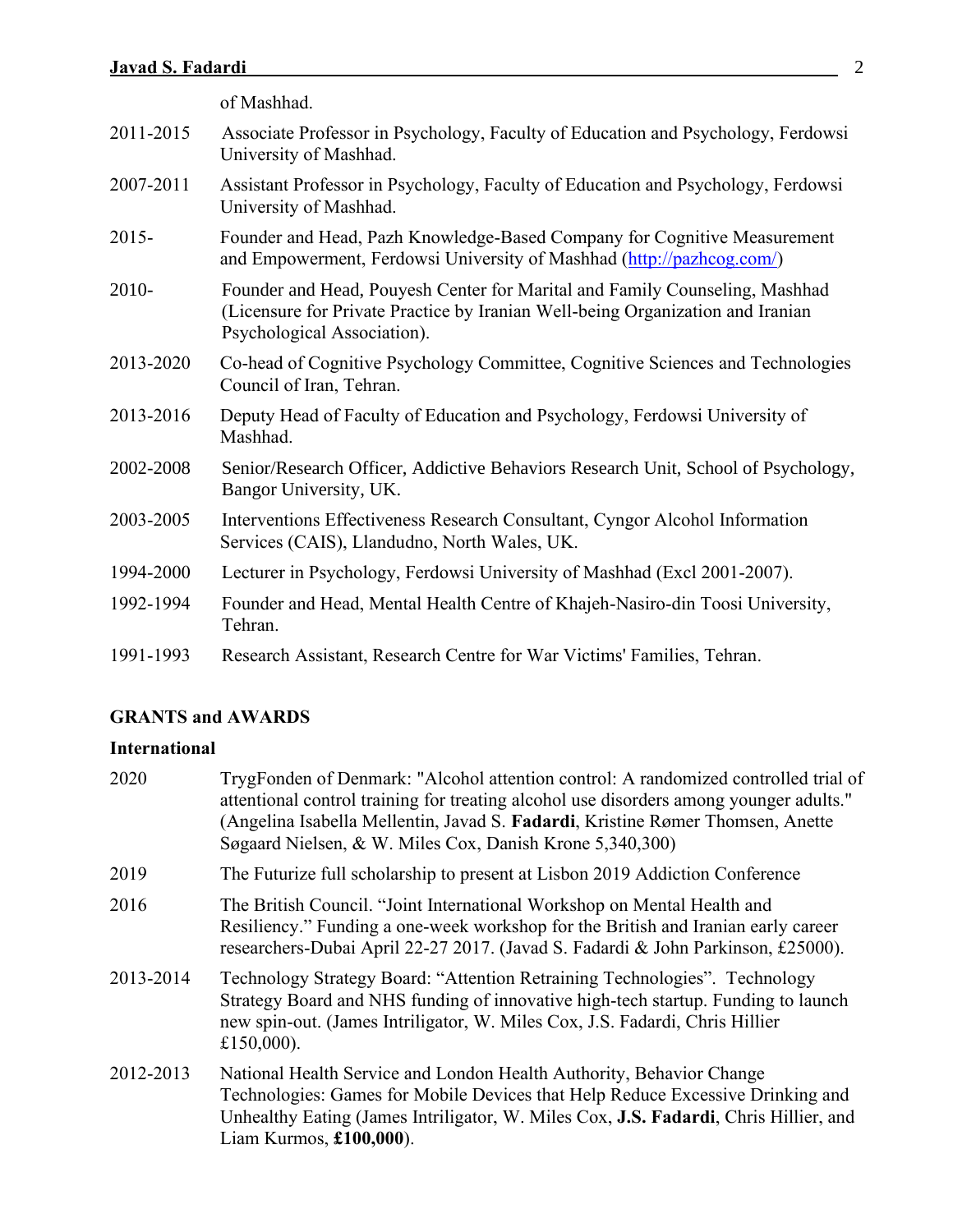of Mashhad.

2011-2015 Associate Professor in Psychology, Faculty of Education and Psychology, Ferdowsi University of Mashhad.

2007-2011 Assistant Professor in Psychology, Faculty of Education and Psychology, Ferdowsi University of Mashhad.

2015- Founder and Head, Pazh Knowledge-Based Company for Cognitive Measurement and Empowerment, Ferdowsi University of Mashhad (http://pazhcog.com/)

2010- Founder and Head, Pouyesh Center for Marital and Family Counseling, Mashhad (Licensure for Private Practice by Iranian Well-being Organization and Iranian Psychological Association).

2013-2020 Co-head of Cognitive Psychology Committee, Cognitive Sciences and Technologies Council of Iran, Tehran.

2013-2016 Deputy Head of Faculty of Education and Psychology, Ferdowsi University of Mashhad.

2002-2008 Senior/Research Officer, Addictive Behaviors Research Unit, School of Psychology, Bangor University, UK.

2003-2005 Interventions Effectiveness Research Consultant, Cyngor Alcohol Information Services (CAIS), Llandudno, North Wales, UK.

1994-2000 Lecturer in Psychology, Ferdowsi University of Mashhad (Excl 2001-2007).

1992-1994 Founder and Head, Mental Health Centre of Khajeh-Nasiro-din Toosi University, Tehran.

1991-1993 Research Assistant, Research Centre for War Victims' Families, Tehran.

## GRANTS and AWARDS

### International

2020 TrygFonden of Denmark: "Alcohol attention control: A randomized controlled trial of attentional control training for treating alcohol use disorders among younger adults." (Angelina Isabella Mellentin, Javad S. **Fadardi**, Kristine Rømer Thomsen, Anette Søgaard Nielsen, & W. Miles Cox, Danish Krone 5,340,300)

2019 The Futurize full scholarship to present at Lisbon 2019 Addiction Conference

2016 The British Council. "Joint International Workshop on Mental Health and Resiliency." Funding a one-week workshop for the British and Iranian early career researchers-Dubai April 22-27 2017. (Javad S. Fadardi & John Parkinson, £25000).

2013-2014 Technology Strategy Board: "Attention Retraining Technologies". Technology Strategy Board and NHS funding of innovative high-tech startup. Funding to launch new spin-out. (James Intriligator, W. Miles Cox, J.S. Fadardi, Chris Hillier £150,000).

2012-2013 National Health Service and London Health Authority, Behavior Change Technologies: Games for Mobile Devices that Help Reduce Excessive Drinking and Unhealthy Eating (James Intriligator, W. Miles Cox, **J.S. Fadardi**, Chris Hillier, and Liam Kurmos, **£100,000**).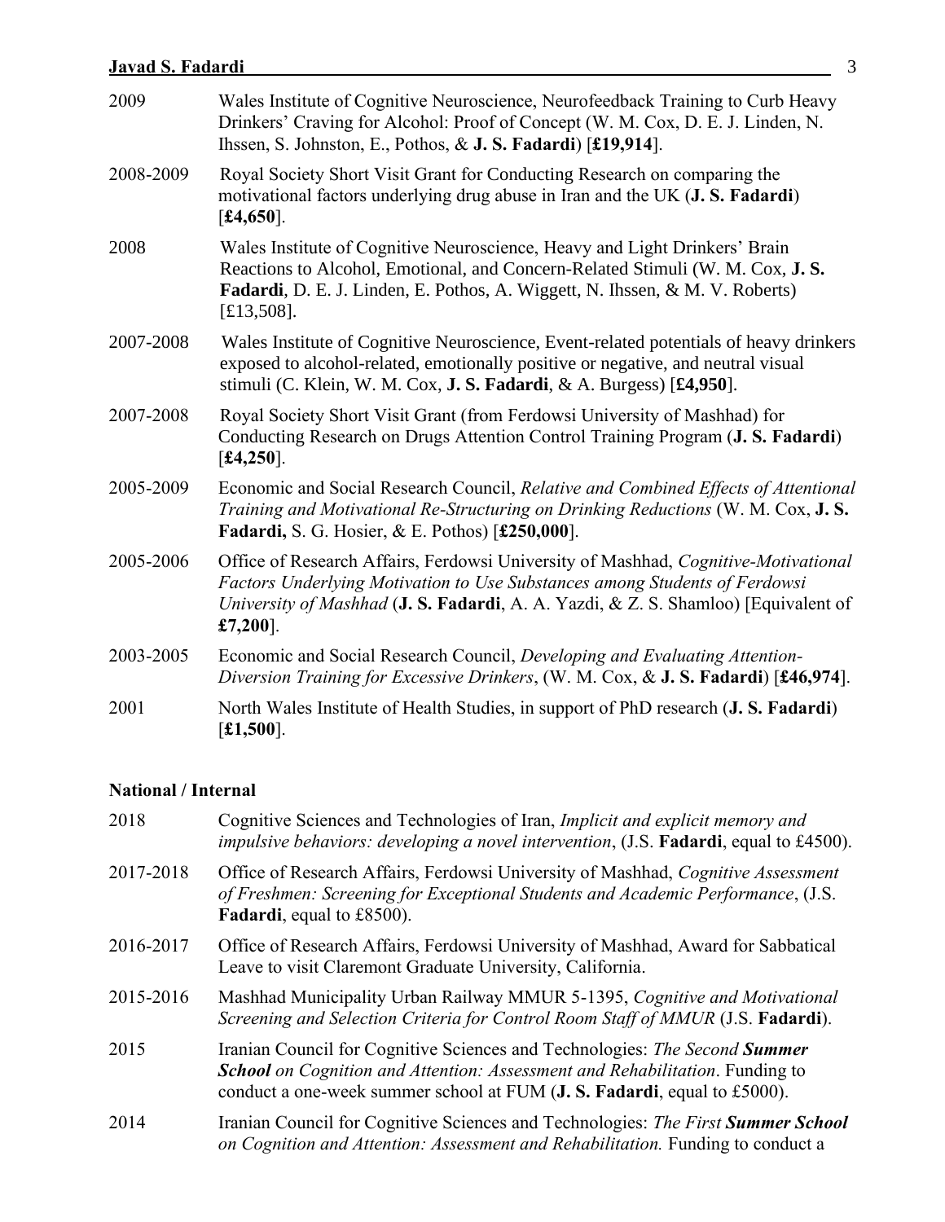2009 Wales Institute of Cognitive Neuroscience, Neurofeedback Training to Curb Heavy Drinkers' Craving for Alcohol: Proof of Concept (W. M. Cox, D. E. J. Linden, N. Ihssen, S. Johnston, E., Pothos, & **J. S. Fadardi**) [**£19,914**].

2008-2009 Royal Society Short Visit Grant for Conducting Research on comparing the motivational factors underlying drug abuse in Iran and the UK (**J. S. Fadardi**) [**£4,650**].

2008 Wales Institute of Cognitive Neuroscience, Heavy and Light Drinkers' Brain Reactions to Alcohol, Emotional, and Concern-Related Stimuli (W. M. Cox, **J. S. Fadardi**, D. E. J. Linden, E. Pothos, A. Wiggett, N. Ihssen, & M. V. Roberts) [£13,508].

2007-2008 Wales Institute of Cognitive Neuroscience, Event-related potentials of heavy drinkers exposed to alcohol-related, emotionally positive or negative, and neutral visual stimuli (C. Klein, W. M. Cox, **J. S. Fadardi**, & A. Burgess) [**£4,950**].

2007-2008 Royal Society Short Visit Grant (from Ferdowsi University of Mashhad) for Conducting Research on Drugs Attention Control Training Program (**J. S. Fadardi**) [**£4,250**].

2005-2009 Economic and Social Research Council, *Relative and Combined Effects of Attentional Training and Motivational Re-Structuring on Drinking Reductions* (W. M. Cox, **J. S. Fadardi,** S. G. Hosier, & E. Pothos) [**£250,000**].

2005-2006 Office of Research Affairs, Ferdowsi University of Mashhad, *Cognitive-Motivational Factors Underlying Motivation to Use Substances among Students of Ferdowsi University of Mashhad* (**J. S. Fadardi**, A. A. Yazdi, & Z. S. Shamloo) [Equivalent of **£7,200**].

2003-2005 Economic and Social Research Council, *Developing and Evaluating Attention-Diversion Training for Excessive Drinkers*, (W. M. Cox, & **J. S. Fadardi**) [**£46,974**].

2001 North Wales Institute of Health Studies, in support of PhD research (**J. S. Fadardi**) [**£1,500**].

**National / Internal**

2018 Cognitive Sciences and Technologies of Iran, *Implicit and explicit memory and impulsive behaviors: developing a novel intervention*, (J.S. **Fadardi**, equal to £4500).

2017-2018 Office of Research Affairs, Ferdowsi University of Mashhad, *Cognitive Assessment of Freshmen: Screening for Exceptional Students and Academic Performance*, (J.S. **Fadardi**, equal to £8500).

2016-2017 Office of Research Affairs, Ferdowsi University of Mashhad, Award for Sabbatical Leave to visit Claremont Graduate University, California.

2015-2016 Mashhad Municipality Urban Railway MMUR 5-1395, *Cognitive and Motivational Screening and Selection Criteria for Control Room Staff of MMUR* (J.S. **Fadardi**).

2015 Iranian Council for Cognitive Sciences and Technologies: *The Second **Summer School** on Cognition and Attention: Assessment and Rehabilitation*. Funding to conduct a one-week summer school at FUM (**J. S. Fadardi**, equal to £5000).

2014 Iranian Council for Cognitive Sciences and Technologies: *The First **Summer School** on Cognition and Attention: Assessment and Rehabilitation.* Funding to conduct a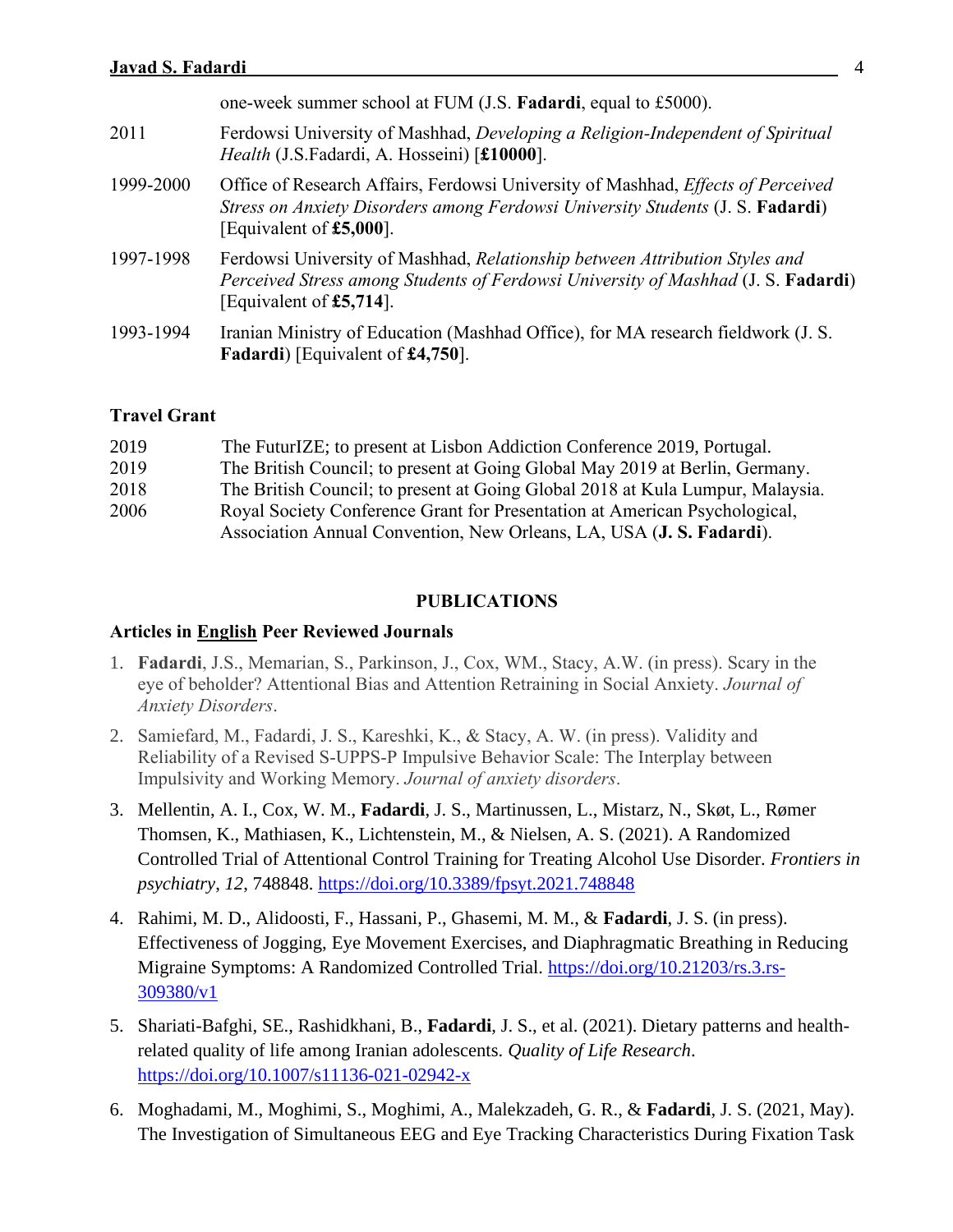| | |
|---|---|
| | one-week summer school at FUM (J.S. **Fadardi**, equal to £5000). |
| 2011 | Ferdowsi University of Mashhad, *Developing a Religion-Independent of Spiritual Health* (J.S.Fadardi, A. Hosseini) [**£10000**]. |
| 1999-2000 | Office of Research Affairs, Ferdowsi University of Mashhad, *Effects of Perceived Stress on Anxiety Disorders among Ferdowsi University Students* (J. S. **Fadardi**) [Equivalent of **£5,000**]. |
| 1997-1998 | Ferdowsi University of Mashhad, *Relationship between Attribution Styles and Perceived Stress among Students of Ferdowsi University of Mashhad* (J. S. **Fadardi**) [Equivalent of **£5,714**]. |
| 1993-1994 | Iranian Ministry of Education (Mashhad Office), for MA research fieldwork (J. S. **Fadardi**) [Equivalent of **£4,750**]. |

### Travel Grant

| | |
|---|---|
| 2019 | The FuturIZE; to present at Lisbon Addiction Conference 2019, Portugal. |
| 2019 | The British Council; to present at Going Global May 2019 at Berlin, Germany. |
| 2018 | The British Council; to present at Going Global 2018 at Kula Lumpur, Malaysia. |
| 2006 | Royal Society Conference Grant for Presentation at American Psychological, Association Annual Convention, New Orleans, LA, USA (**J. S. Fadardi**). |

## PUBLICATIONS

### Articles in English Peer Reviewed Journals

1. **Fadardi**, J.S., Memarian, S., Parkinson, J., Cox, WM., Stacy, A.W. (in press). Scary in the eye of beholder? Attentional Bias and Attention Retraining in Social Anxiety. *Journal of Anxiety Disorders*.
2. Samiefard, M., Fadardi, J. S., Kareshki, K., & Stacy, A. W. (in press). Validity and Reliability of a Revised S-UPPS-P Impulsive Behavior Scale: The Interplay between Impulsivity and Working Memory. *Journal of anxiety disorders*.
3. Mellentin, A. I., Cox, W. M., **Fadardi**, J. S., Martinussen, L., Mistarz, N., Skøt, L., Rømer Thomsen, K., Mathiasen, K., Lichtenstein, M., & Nielsen, A. S. (2021). A Randomized Controlled Trial of Attentional Control Training for Treating Alcohol Use Disorder. *Frontiers in psychiatry*, *12*, 748848. https://doi.org/10.3389/fpsyt.2021.748848
4. Rahimi, M. D., Alidoosti, F., Hassani, P., Ghasemi, M. M., & **Fadardi**, J. S. (in press). Effectiveness of Jogging, Eye Movement Exercises, and Diaphragmatic Breathing in Reducing Migraine Symptoms: A Randomized Controlled Trial. https://doi.org/10.21203/rs.3.rs-309380/v1
5. Shariati-Bafghi, SE., Rashidkhani, B., **Fadardi**, J. S., et al. (2021). Dietary patterns and health-related quality of life among Iranian adolescents. *Quality of Life Research*. https://doi.org/10.1007/s11136-021-02942-x
6. Moghadami, M., Moghimi, S., Moghimi, A., Malekzadeh, G. R., & **Fadardi**, J. S. (2021, May). The Investigation of Simultaneous EEG and Eye Tracking Characteristics During Fixation Task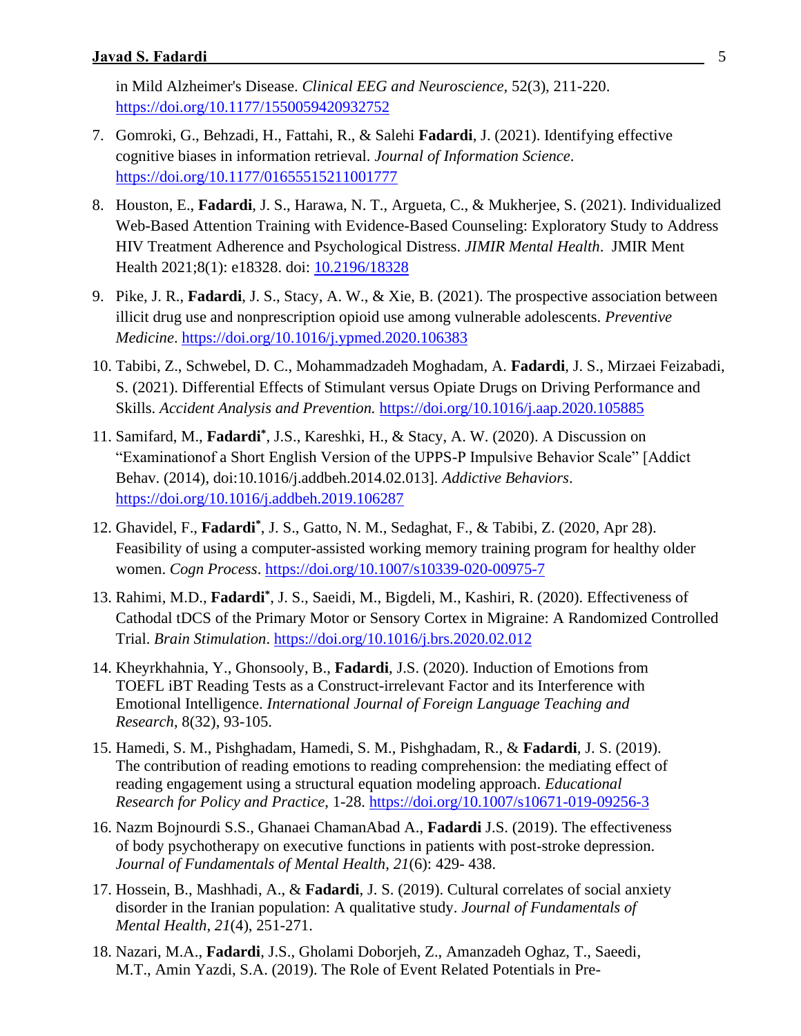in Mild Alzheimer's Disease. *Clinical EEG and Neuroscience*, 52(3), 211-220. https://doi.org/10.1177/1550059420932752

7. Gomroki, G., Behzadi, H., Fattahi, R., & Salehi **Fadardi**, J. (2021). Identifying effective cognitive biases in information retrieval. *Journal of Information Science*. https://doi.org/10.1177/01655515211001777

8. Houston, E., **Fadardi**, J. S., Harawa, N. T., Argueta, C., & Mukherjee, S. (2021). Individualized Web-Based Attention Training with Evidence-Based Counseling: Exploratory Study to Address HIV Treatment Adherence and Psychological Distress. *JIMIR Mental Health*. JMIR Ment Health 2021;8(1): e18328. doi: 10.2196/18328

9. Pike, J. R., **Fadardi**, J. S., Stacy, A. W., & Xie, B. (2021). The prospective association between illicit drug use and nonprescription opioid use among vulnerable adolescents. *Preventive Medicine*. https://doi.org/10.1016/j.ypmed.2020.106383

10. Tabibi, Z., Schwebel, D. C., Mohammadzadeh Moghadam, A. **Fadardi**, J. S., Mirzaei Feizabadi, S. (2021). Differential Effects of Stimulant versus Opiate Drugs on Driving Performance and Skills. *Accident Analysis and Prevention.* https://doi.org/10.1016/j.aap.2020.105885

11. Samifard, M., **Fadardi***, J.S., Kareshki, H., & Stacy, A. W. (2020). A Discussion on "Examinationof a Short English Version of the UPPS-P Impulsive Behavior Scale" [Addict Behav. (2014), doi:10.1016/j.addbeh.2014.02.013]. *Addictive Behaviors*. https://doi.org/10.1016/j.addbeh.2019.106287

12. Ghavidel, F., **Fadardi***, J. S., Gatto, N. M., Sedaghat, F., & Tabibi, Z. (2020, Apr 28). Feasibility of using a computer-assisted working memory training program for healthy older women. *Cogn Process*. https://doi.org/10.1007/s10339-020-00975-7

13. Rahimi, M.D., **Fadardi***, J. S., Saeidi, M., Bigdeli, M., Kashiri, R. (2020). Effectiveness of Cathodal tDCS of the Primary Motor or Sensory Cortex in Migraine: A Randomized Controlled Trial. *Brain Stimulation*. https://doi.org/10.1016/j.brs.2020.02.012

14. Kheyrkhahnia, Y., Ghonsooly, B., **Fadardi**, J.S. (2020). Induction of Emotions from TOEFL iBT Reading Tests as a Construct-irrelevant Factor and its Interference with Emotional Intelligence. *International Journal of Foreign Language Teaching and Research*, 8(32), 93-105.

15. Hamedi, S. M., Pishghadam, Hamedi, S. M., Pishghadam, R., & **Fadardi**, J. S. (2019). The contribution of reading emotions to reading comprehension: the mediating effect of reading engagement using a structural equation modeling approach. *Educational Research for Policy and Practice*, 1-28. https://doi.org/10.1007/s10671-019-09256-3

16. Nazm Bojnourdi S.S., Ghanaei ChamanAbad A., **Fadardi** J.S. (2019). The effectiveness of body psychotherapy on executive functions in patients with post-stroke depression. *Journal of Fundamentals of Mental Health*, *21*(6): 429- 438.

17. Hossein, B., Mashhadi, A., & **Fadardi**, J. S. (2019). Cultural correlates of social anxiety disorder in the Iranian population: A qualitative study. *Journal of Fundamentals of Mental Health*, *21*(4), 251-271.

18. Nazari, M.A., **Fadardi**, J.S., Gholami Doborjeh, Z., Amanzadeh Oghaz, T., Saeedi, M.T., Amin Yazdi, S.A. (2019). The Role of Event Related Potentials in Pre-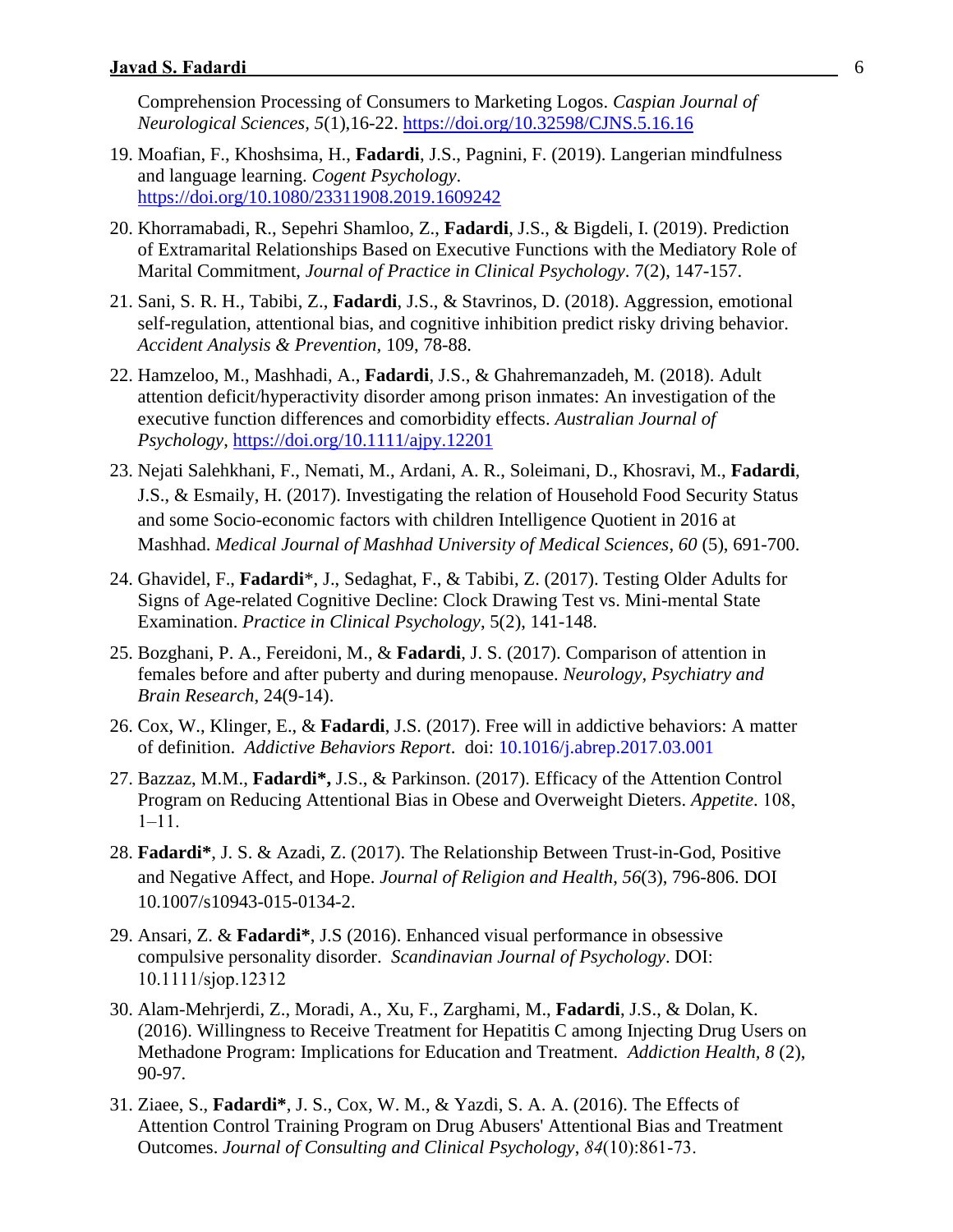Comprehension Processing of Consumers to Marketing Logos. *Caspian Journal of Neurological Sciences, 5*(1),16-22. https://doi.org/10.32598/CJNS.5.16.16

19. Moafian, F., Khoshsima, H., **Fadardi**, J.S., Pagnini, F. (2019). Langerian mindfulness and language learning. *Cogent Psychology*. https://doi.org/10.1080/23311908.2019.1609242

20. Khorramabadi, R., Sepehri Shamloo, Z., **Fadardi**, J.S., & Bigdeli, I. (2019). Prediction of Extramarital Relationships Based on Executive Functions with the Mediatory Role of Marital Commitment, *Journal of Practice in Clinical Psychology*. 7(2), 147-157.

21. Sani, S. R. H., Tabibi, Z., **Fadardi**, J.S., & Stavrinos, D. (2018). Aggression, emotional self-regulation, attentional bias, and cognitive inhibition predict risky driving behavior. *Accident Analysis & Prevention,* 109, 78-88.

22. Hamzeloo, M., Mashhadi, A., **Fadardi**, J.S., & Ghahremanzadeh, M. (2018). Adult attention deficit/hyperactivity disorder among prison inmates: An investigation of the executive function differences and comorbidity effects. *Australian Journal of Psychology*, https://doi.org/10.1111/ajpy.12201

23. Nejati Salehkhani, F., Nemati, M., Ardani, A. R., Soleimani, D., Khosravi, M., **Fadardi**, J.S., & Esmaily, H. (2017). Investigating the relation of Household Food Security Status and some Socio-economic factors with children Intelligence Quotient in 2016 at Mashhad. *Medical Journal of Mashhad University of Medical Sciences*, *60* (5), 691-700.

24. Ghavidel, F., **Fadardi**\*, J., Sedaghat, F., & Tabibi, Z. (2017). Testing Older Adults for Signs of Age-related Cognitive Decline: Clock Drawing Test vs. Mini-mental State Examination. *Practice in Clinical Psychology*, 5(2), 141-148.

25. Bozghani, P. A., Fereidoni, M., & **Fadardi**, J. S. (2017). Comparison of attention in females before and after puberty and during menopause. *Neurology, Psychiatry and Brain Research*, 24(9-14).

26. Cox, W., Klinger, E., & **Fadardi**, J.S. (2017). Free will in addictive behaviors: A matter of definition. *Addictive Behaviors Report*. doi: 10.1016/j.abrep.2017.03.001

27. Bazzaz, M.M., **Fadardi\*,** J.S., & Parkinson. (2017). Efficacy of the Attention Control Program on Reducing Attentional Bias in Obese and Overweight Dieters. *Appetite*. 108, 1–11.

28. **Fadardi\***, J. S. & Azadi, Z. (2017). The Relationship Between Trust-in-God, Positive and Negative Affect, and Hope. *Journal of Religion and Health*, *56*(3), 796-806. DOI 10.1007/s10943-015-0134-2.

29. Ansari, Z. & **Fadardi\***, J.S (2016). Enhanced visual performance in obsessive compulsive personality disorder. *Scandinavian Journal of Psychology*. DOI: 10.1111/sjop.12312

30. Alam-Mehrjerdi, Z., Moradi, A., Xu, F., Zarghami, M., **Fadardi**, J.S., & Dolan, K. (2016). Willingness to Receive Treatment for Hepatitis C among Injecting Drug Users on Methadone Program: Implications for Education and Treatment. *Addiction Health*, *8* (2), 90-97.

31. Ziaee, S., **Fadardi\***, J. S., Cox, W. M., & Yazdi, S. A. A. (2016). The Effects of Attention Control Training Program on Drug Abusers' Attentional Bias and Treatment Outcomes. *Journal of Consulting and Clinical Psychology*, *84*(10):861-73.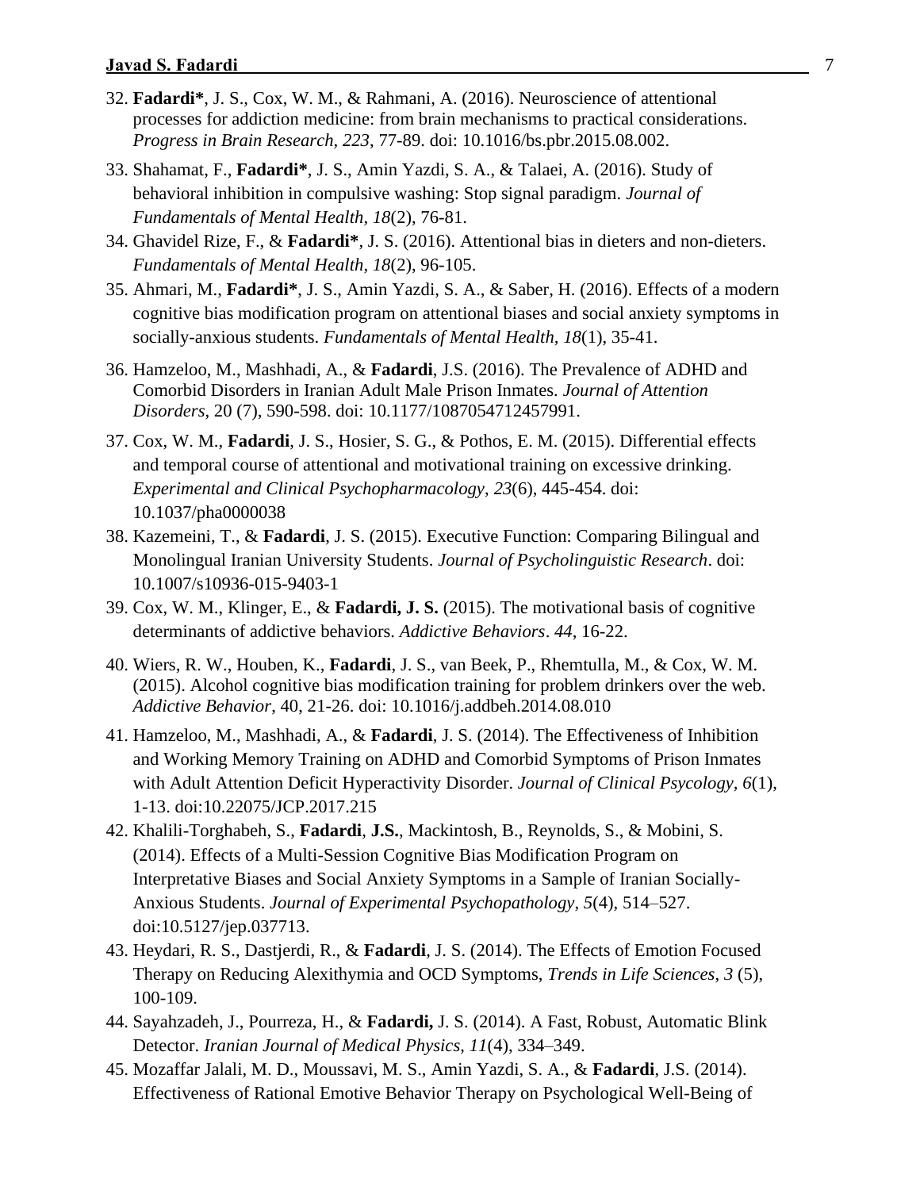32. **Fadardi***, J. S., Cox, W. M., & Rahmani, A. (2016). Neuroscience of attentional processes for addiction medicine: from brain mechanisms to practical considerations. *Progress in Brain Research, 223*, 77-89. doi: 10.1016/bs.pbr.2015.08.002.
33. Shahamat, F., **Fadardi***, J. S., Amin Yazdi, S. A., & Talaei, A. (2016). Study of behavioral inhibition in compulsive washing: Stop signal paradigm. *Journal of Fundamentals of Mental Health, 18*(2), 76-81.
34. Ghavidel Rize, F., & **Fadardi***, J. S. (2016). Attentional bias in dieters and non-dieters. *Fundamentals of Mental Health, 18*(2), 96-105.
35. Ahmari, M., **Fadardi***, J. S., Amin Yazdi, S. A., & Saber, H. (2016). Effects of a modern cognitive bias modification program on attentional biases and social anxiety symptoms in socially-anxious students. *Fundamentals of Mental Health, 18*(1), 35-41.
36. Hamzeloo, M., Mashhadi, A., & **Fadardi**, J.S. (2016). The Prevalence of ADHD and Comorbid Disorders in Iranian Adult Male Prison Inmates. *Journal of Attention Disorders*, 20 (7), 590-598. doi: 10.1177/1087054712457991.
37. Cox, W. M., **Fadardi**, J. S., Hosier, S. G., & Pothos, E. M. (2015). Differential effects and temporal course of attentional and motivational training on excessive drinking. *Experimental and Clinical Psychopharmacology*, *23*(6), 445-454. doi: 10.1037/pha0000038
38. Kazemeini, T., & **Fadardi**, J. S. (2015). Executive Function: Comparing Bilingual and Monolingual Iranian University Students. *Journal of Psycholinguistic Research*. doi: 10.1007/s10936-015-9403-1
39. Cox, W. M., Klinger, E., & **Fadardi, J. S.** (2015). The motivational basis of cognitive determinants of addictive behaviors. *Addictive Behaviors*. *44*, 16-22.
40. Wiers, R. W., Houben, K., **Fadardi**, J. S., van Beek, P., Rhemtulla, M., & Cox, W. M. (2015). Alcohol cognitive bias modification training for problem drinkers over the web. *Addictive Behavior*, 40, 21-26. doi: 10.1016/j.addbeh.2014.08.010
41. Hamzeloo, M., Mashhadi, A., & **Fadardi**, J. S. (2014). The Effectiveness of Inhibition and Working Memory Training on ADHD and Comorbid Symptoms of Prison Inmates with Adult Attention Deficit Hyperactivity Disorder. *Journal of Clinical Psycology, 6*(1), 1-13. doi:10.22075/JCP.2017.215
42. Khalili-Torghabeh, S., **Fadardi**, **J.S.**, Mackintosh, B., Reynolds, S., & Mobini, S. (2014). Effects of a Multi-Session Cognitive Bias Modification Program on Interpretative Biases and Social Anxiety Symptoms in a Sample of Iranian Socially-Anxious Students. *Journal of Experimental Psychopathology, 5*(4), 514–527. doi:10.5127/jep.037713.
43. Heydari, R. S., Dastjerdi, R., & **Fadardi**, J. S. (2014). The Effects of Emotion Focused Therapy on Reducing Alexithymia and OCD Symptoms, *Trends in Life Sciences*, *3* (5), 100-109.
44. Sayahzadeh, J., Pourreza, H., & **Fadardi,** J. S. (2014). A Fast, Robust, Automatic Blink Detector. *Iranian Journal of Medical Physics*, *11*(4), 334–349.
45. Mozaffar Jalali, M. D., Moussavi, M. S., Amin Yazdi, S. A., & **Fadardi**, J.S. (2014). Effectiveness of Rational Emotive Behavior Therapy on Psychological Well-Being of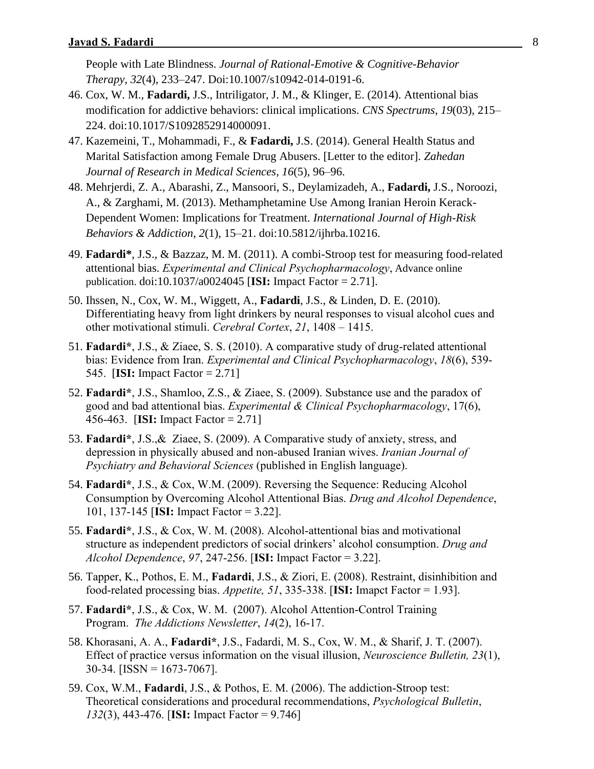People with Late Blindness. *Journal of Rational-Emotive & Cognitive-Behavior Therapy*, *32*(4), 233–247. Doi:10.1007/s10942-014-0191-6.

46. Cox, W. M., **Fadardi,** J.S., Intriligator, J. M., & Klinger, E. (2014). Attentional bias modification for addictive behaviors: clinical implications. *CNS Spectrums*, *19*(03), 215–224. doi:10.1017/S1092852914000091.
47. Kazemeini, T., Mohammadi, F., & **Fadardi,** J.S. (2014). General Health Status and Marital Satisfaction among Female Drug Abusers. [Letter to the editor]. *Zahedan Journal of Research in Medical Sciences*, *16*(5), 96–96.
48. Mehrjerdi, Z. A., Abarashi, Z., Mansoori, S., Deylamizadeh, A., **Fadardi,** J.S., Noroozi, A., & Zarghami, M. (2013). Methamphetamine Use Among Iranian Heroin Kerack-Dependent Women: Implications for Treatment. *International Journal of High-Risk Behaviors & Addiction*, *2*(1), 15–21. doi:10.5812/ijhrba.10216.
49. **Fadardi***, J.S., & Bazzaz, M. M. (2011). A combi-Stroop test for measuring food-related attentional bias. *Experimental and Clinical Psychopharmacology*, Advance online publication. doi:10.1037/a0024045 [**ISI:** Impact Factor = 2.71].
50. Ihssen, N., Cox, W. M., Wiggett, A., **Fadardi**, J.S., & Linden, D. E. (2010). Differentiating heavy from light drinkers by neural responses to visual alcohol cues and other motivational stimuli. *Cerebral Cortex*, *21*, 1408 – 1415.
51. **Fadardi***, J.S., & Ziaee, S. S. (2010). A comparative study of drug-related attentional bias: Evidence from Iran. *Experimental and Clinical Psychopharmacology*, *18*(6), 539-545. [**ISI:** Impact Factor = 2.71]
52. **Fadardi***, J.S., Shamloo, Z.S., & Ziaee, S. (2009). Substance use and the paradox of good and bad attentional bias. *Experimental & Clinical Psychopharmacology*, 17(6), 456-463. [**ISI:** Impact Factor = 2.71]
53. **Fadardi***, J.S.,& Ziaee, S. (2009). A Comparative study of anxiety, stress, and depression in physically abused and non-abused Iranian wives. *Iranian Journal of Psychiatry and Behavioral Sciences* (published in English language).
54. **Fadardi***, J.S., & Cox, W.M. (2009). Reversing the Sequence: Reducing Alcohol Consumption by Overcoming Alcohol Attentional Bias. *Drug and Alcohol Dependence*, 101, 137-145 [**ISI:** Impact Factor = 3.22].
55. **Fadardi***, J.S., & Cox, W. M. (2008). Alcohol-attentional bias and motivational structure as independent predictors of social drinkers' alcohol consumption. *Drug and Alcohol Dependence*, *97*, 247-256. [**ISI:** Impact Factor = 3.22].
56. Tapper, K., Pothos, E. M., **Fadardi**, J.S., & Ziori, E. (2008). Restraint, disinhibition and food-related processing bias. *Appetite, 51*, 335-338. [**ISI:** Imapct Factor = 1.93].
57. **Fadardi***, J.S., & Cox, W. M. (2007). Alcohol Attention-Control Training Program. *The Addictions Newsletter*, *14*(2), 16-17.
58. Khorasani, A. A., **Fadardi***, J.S., Fadardi, M. S., Cox, W. M., & Sharif, J. T. (2007). Effect of practice versus information on the visual illusion, *Neuroscience Bulletin, 23*(1), 30-34. [ISSN = 1673-7067].
59. Cox, W.M., **Fadardi**, J.S., & Pothos, E. M. (2006). The addiction-Stroop test: Theoretical considerations and procedural recommendations, *Psychological Bulletin*, *132*(3), 443-476. [**ISI:** Impact Factor = 9.746]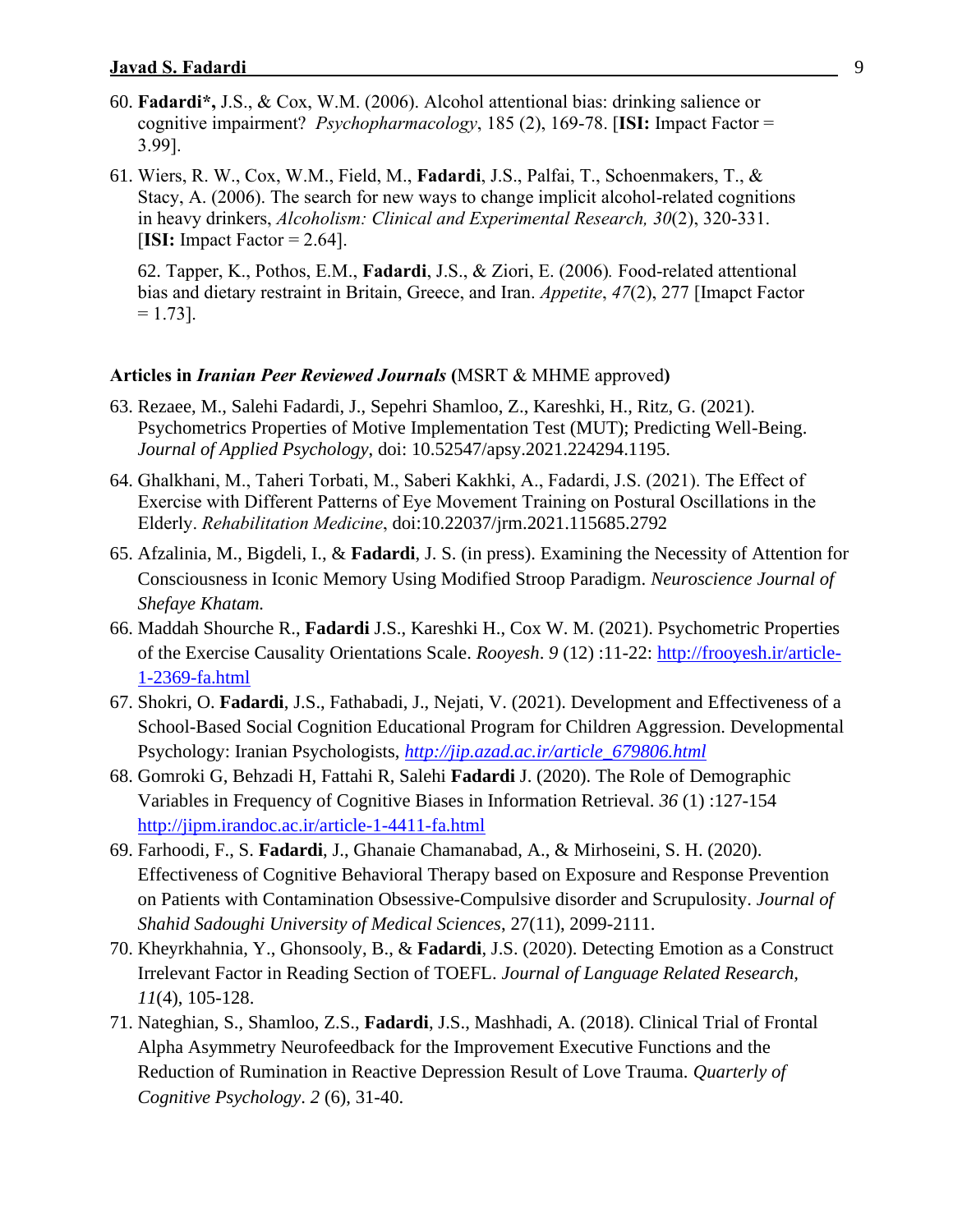60. **Fadardi\*,** J.S., & Cox, W.M. (2006). Alcohol attentional bias: drinking salience or cognitive impairment? *Psychopharmacology*, 185 (2), 169-78. [**ISI:** Impact Factor = 3.99].

61. Wiers, R. W., Cox, W.M., Field, M., **Fadardi**, J.S., Palfai, T., Schoenmakers, T., & Stacy, A. (2006). The search for new ways to change implicit alcohol-related cognitions in heavy drinkers, *Alcoholism: Clinical and Experimental Research, 30*(2), 320-331. [**ISI:** Impact Factor = 2.64].

62. Tapper, K., Pothos, E.M., **Fadardi**, J.S., & Ziori, E. (2006). Food-related attentional bias and dietary restraint in Britain, Greece, and Iran. *Appetite*, *47*(2), 277 [Imapct Factor = 1.73].

**Articles in *Iranian Peer Reviewed Journals* (**MSRT & MHME approved**)**

63. Rezaee, M., Salehi Fadardi, J., Sepehri Shamloo, Z., Kareshki, H., Ritz, G. (2021). Psychometrics Properties of Motive Implementation Test (MUT); Predicting Well-Being. *Journal of Applied Psychology*, doi: 10.52547/apsy.2021.224294.1195.

64. Ghalkhani, M., Taheri Torbati, M., Saberi Kakhki, A., Fadardi, J.S. (2021). The Effect of Exercise with Different Patterns of Eye Movement Training on Postural Oscillations in the Elderly. *Rehabilitation Medicine*, doi:10.22037/jrm.2021.115685.2792

65. Afzalinia, M., Bigdeli, I., & **Fadardi**, J. S. (in press). Examining the Necessity of Attention for Consciousness in Iconic Memory Using Modified Stroop Paradigm. *Neuroscience Journal of Shefaye Khatam.*

66. Maddah Shourche R., **Fadardi** J.S., Kareshki H., Cox W. M. (2021). Psychometric Properties of the Exercise Causality Orientations Scale. *Rooyesh*. *9* (12) :11-22: http://frooyesh.ir/article-1-2369-fa.html

67. Shokri, O. **Fadardi**, J.S., Fathabadi, J., Nejati, V. (2021). Development and Effectiveness of a School-Based Social Cognition Educational Program for Children Aggression. Developmental Psychology: Iranian Psychologists, *http://jip.azad.ac.ir/article_679806.html*

68. Gomroki G, Behzadi H, Fattahi R, Salehi **Fadardi** J. (2020). The Role of Demographic Variables in Frequency of Cognitive Biases in Information Retrieval. *36* (1) :127-154 http://jipm.irandoc.ac.ir/article-1-4411-fa.html

69. Farhoodi, F., S. **Fadardi**, J., Ghanaie Chamanabad, A., & Mirhoseini, S. H. (2020). Effectiveness of Cognitive Behavioral Therapy based on Exposure and Response Prevention on Patients with Contamination Obsessive-Compulsive disorder and Scrupulosity. *Journal of Shahid Sadoughi University of Medical Sciences*, 27(11), 2099-2111.

70. Kheyrkhahnia, Y., Ghonsooly, B., & **Fadardi**, J.S. (2020). Detecting Emotion as a Construct Irrelevant Factor in Reading Section of TOEFL. *Journal of Language Related Research, 11*(4), 105-128.

71. Nateghian, S., Shamloo, Z.S., **Fadardi**, J.S., Mashhadi, A. (2018). Clinical Trial of Frontal Alpha Asymmetry Neurofeedback for the Improvement Executive Functions and the Reduction of Rumination in Reactive Depression Result of Love Trauma. *Quarterly of Cognitive Psychology*. *2* (6), 31-40.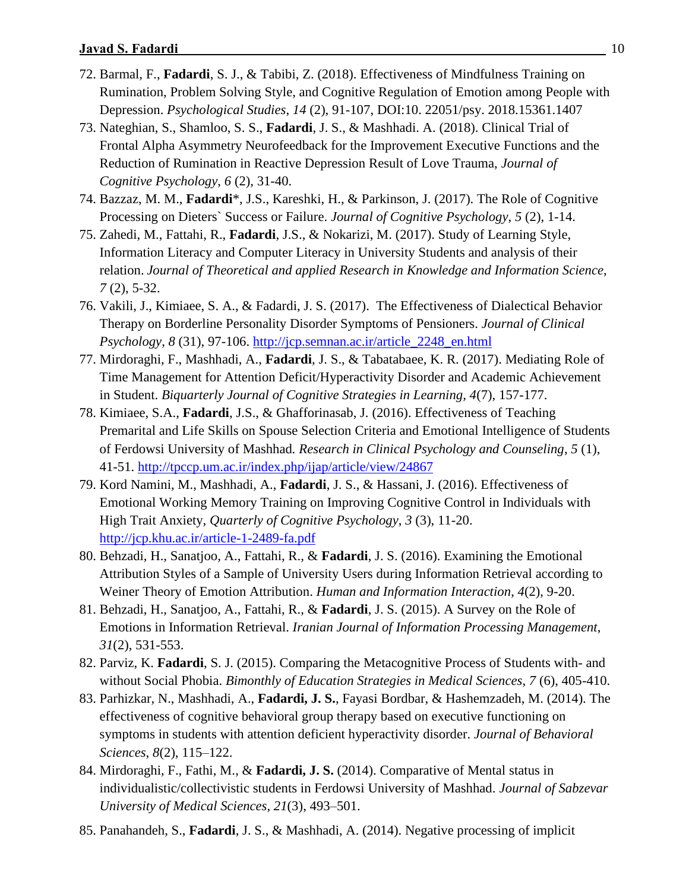72. Barmal, F., **Fadardi**, S. J., & Tabibi, Z. (2018). Effectiveness of Mindfulness Training on Rumination, Problem Solving Style, and Cognitive Regulation of Emotion among People with Depression. *Psychological Studies*, *14* (2), 91-107, DOI:10. 22051/psy. 2018.15361.1407
73. Nateghian, S., Shamloo, S. S., **Fadardi**, J. S., & Mashhadi. A. (2018). Clinical Trial of Frontal Alpha Asymmetry Neurofeedback for the Improvement Executive Functions and the Reduction of Rumination in Reactive Depression Result of Love Trauma, *Journal of Cognitive Psychology*, *6* (2), 31-40.
74. Bazzaz, M. M., **Fadardi**\*, J.S., Kareshki, H., & Parkinson, J. (2017). The Role of Cognitive Processing on Dieters` Success or Failure. *Journal of Cognitive Psychology*, *5* (2), 1-14.
75. Zahedi, M., Fattahi, R., **Fadardi**, J.S., & Nokarizi, M. (2017). Study of Learning Style, Information Literacy and Computer Literacy in University Students and analysis of their relation. *Journal of Theoretical and applied Research in Knowledge and Information Science*, *7* (2), 5-32.
76. Vakili, J., Kimiaee, S. A., & Fadardi, J. S. (2017). The Effectiveness of Dialectical Behavior Therapy on Borderline Personality Disorder Symptoms of Pensioners. *Journal of Clinical Psychology*, *8* (31), 97-106. http://jcp.semnan.ac.ir/article_2248_en.html
77. Mirdoraghi, F., Mashhadi, A., **Fadardi**, J. S., & Tabatabaee, K. R. (2017). Mediating Role of Time Management for Attention Deficit/Hyperactivity Disorder and Academic Achievement in Student. *Biquarterly Journal of Cognitive Strategies in Learning*, *4*(7), 157-177.
78. Kimiaee, S.A., **Fadardi**, J.S., & Ghafforinasab, J. (2016). Effectiveness of Teaching Premarital and Life Skills on Spouse Selection Criteria and Emotional Intelligence of Students of Ferdowsi University of Mashhad. *Research in Clinical Psychology and Counseling*, *5* (1), 41-51. http://tpccp.um.ac.ir/index.php/ijap/article/view/24867
79. Kord Namini, M., Mashhadi, A., **Fadardi**, J. S., & Hassani, J. (2016). Effectiveness of Emotional Working Memory Training on Improving Cognitive Control in Individuals with High Trait Anxiety, *Quarterly of Cognitive Psychology*, *3* (3), 11-20. http://jcp.khu.ac.ir/article-1-2489-fa.pdf
80. Behzadi, H., Sanatjoo, A., Fattahi, R., & **Fadardi**, J. S. (2016). Examining the Emotional Attribution Styles of a Sample of University Users during Information Retrieval according to Weiner Theory of Emotion Attribution. *Human and Information Interaction*, *4*(2), 9-20.
81. Behzadi, H., Sanatjoo, A., Fattahi, R., & **Fadardi**, J. S. (2015). A Survey on the Role of Emotions in Information Retrieval. *Iranian Journal of Information Processing Management*, *31*(2), 531-553.
82. Parviz, K. **Fadardi**, S. J. (2015). Comparing the Metacognitive Process of Students with- and without Social Phobia. *Bimonthly of Education Strategies in Medical Sciences*, *7* (6), 405-410.
83. Parhizkar, N., Mashhadi, A., **Fadardi, J. S.**, Fayasi Bordbar, & Hashemzadeh, M. (2014). The effectiveness of cognitive behavioral group therapy based on executive functioning on symptoms in students with attention deficient hyperactivity disorder. *Journal of Behavioral Sciences*, *8*(2), 115–122.
84. Mirdoraghi, F., Fathi, M., & **Fadardi, J. S.** (2014). Comparative of Mental status in individualistic/collectivistic students in Ferdowsi University of Mashhad. *Journal of Sabzevar University of Medical Sciences*, *21*(3), 493–501.
85. Panahandeh, S., **Fadardi**, J. S., & Mashhadi, A. (2014). Negative processing of implicit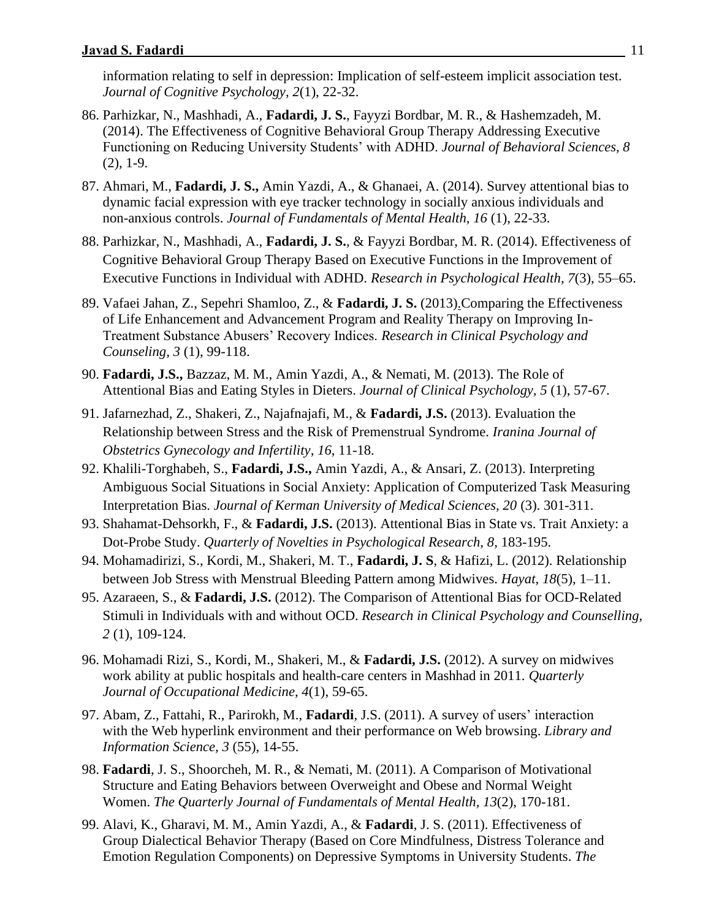information relating to self in depression: Implication of self-esteem implicit association test. *Journal of Cognitive Psychology, 2*(1), 22-32.

86. Parhizkar, N., Mashhadi, A., **Fadardi, J. S.**, Fayyzi Bordbar, M. R., & Hashemzadeh, M. (2014). The Effectiveness of Cognitive Behavioral Group Therapy Addressing Executive Functioning on Reducing University Students' with ADHD. *Journal of Behavioral Sciences, 8* (2), 1-9.
87. Ahmari, M., **Fadardi, J. S.,** Amin Yazdi, A., & Ghanaei, A. (2014). Survey attentional bias to dynamic facial expression with eye tracker technology in socially anxious individuals and non-anxious controls. *Journal of Fundamentals of Mental Health, 16* (1), 22-33.
88. Parhizkar, N., Mashhadi, A., **Fadardi, J. S.**, & Fayyzi Bordbar, M. R. (2014). Effectiveness of Cognitive Behavioral Group Therapy Based on Executive Functions in the Improvement of Executive Functions in Individual with ADHD. *Research in Psychological Health*, *7*(3), 55–65.
89. Vafaei Jahan, Z., Sepehri Shamloo, Z., & **Fadardi, J. S.** (2013).Comparing the Effectiveness of Life Enhancement and Advancement Program and Reality Therapy on Improving In-Treatment Substance Abusers' Recovery Indices. *Research in Clinical Psychology and Counseling, 3* (1), 99-118.
90. **Fadardi, J.S.,** Bazzaz, M. M., Amin Yazdi, A., & Nemati, M. (2013). The Role of Attentional Bias and Eating Styles in Dieters. *Journal of Clinical Psychology*, *5* (1), 57-67.
91. Jafarnezhad, Z., Shakeri, Z., Najafnajafi, M., & **Fadardi, J.S.** (2013). Evaluation the Relationship between Stress and the Risk of Premenstrual Syndrome. *Iranina Journal of Obstetrics Gynecology and Infertility, 16*, 11-18.
92. Khalili-Torghabeh, S., **Fadardi, J.S.,** Amin Yazdi, A., & Ansari, Z. (2013). Interpreting Ambiguous Social Situations in Social Anxiety: Application of Computerized Task Measuring Interpretation Bias. *Journal of Kerman University of Medical Sciences, 20* (3). 301-311.
93. Shahamat-Dehsorkh, F., & **Fadardi, J.S.** (2013). Attentional Bias in State vs. Trait Anxiety: a Dot-Probe Study. *Quarterly of Novelties in Psychological Research, 8*, 183-195.
94. Mohamadirizi, S., Kordi, M., Shakeri, M. T., **Fadardi, J. S**, & Hafizi, L. (2012). Relationship between Job Stress with Menstrual Bleeding Pattern among Midwives. *Hayat, 18*(5), 1–11.
95. Azaraeen, S., & **Fadardi, J.S.** (2012). The Comparison of Attentional Bias for OCD-Related Stimuli in Individuals with and without OCD. *Research in Clinical Psychology and Counselling, 2* (1), 109-124.
96. Mohamadi Rizi, S., Kordi, M., Shakeri, M., & **Fadardi, J.S.** (2012). A survey on midwives work ability at public hospitals and health-care centers in Mashhad in 2011. *Quarterly Journal of Occupational Medicine, 4*(1), 59-65.
97. Abam, Z., Fattahi, R., Parirokh, M., **Fadardi**, J.S. (2011). A survey of users' interaction with the Web hyperlink environment and their performance on Web browsing. *Library and Information Science*, *3* (55), 14-55.
98. **Fadardi**, J. S., Shoorcheh, M. R., & Nemati, M. (2011). A Comparison of Motivational Structure and Eating Behaviors between Overweight and Obese and Normal Weight Women. *The Quarterly Journal of Fundamentals of Mental Health, 13*(2), 170-181.
99. Alavi, K., Gharavi, M. M., Amin Yazdi, A., & **Fadardi**, J. S. (2011). Effectiveness of Group Dialectical Behavior Therapy (Based on Core Mindfulness, Distress Tolerance and Emotion Regulation Components) on Depressive Symptoms in University Students. *The*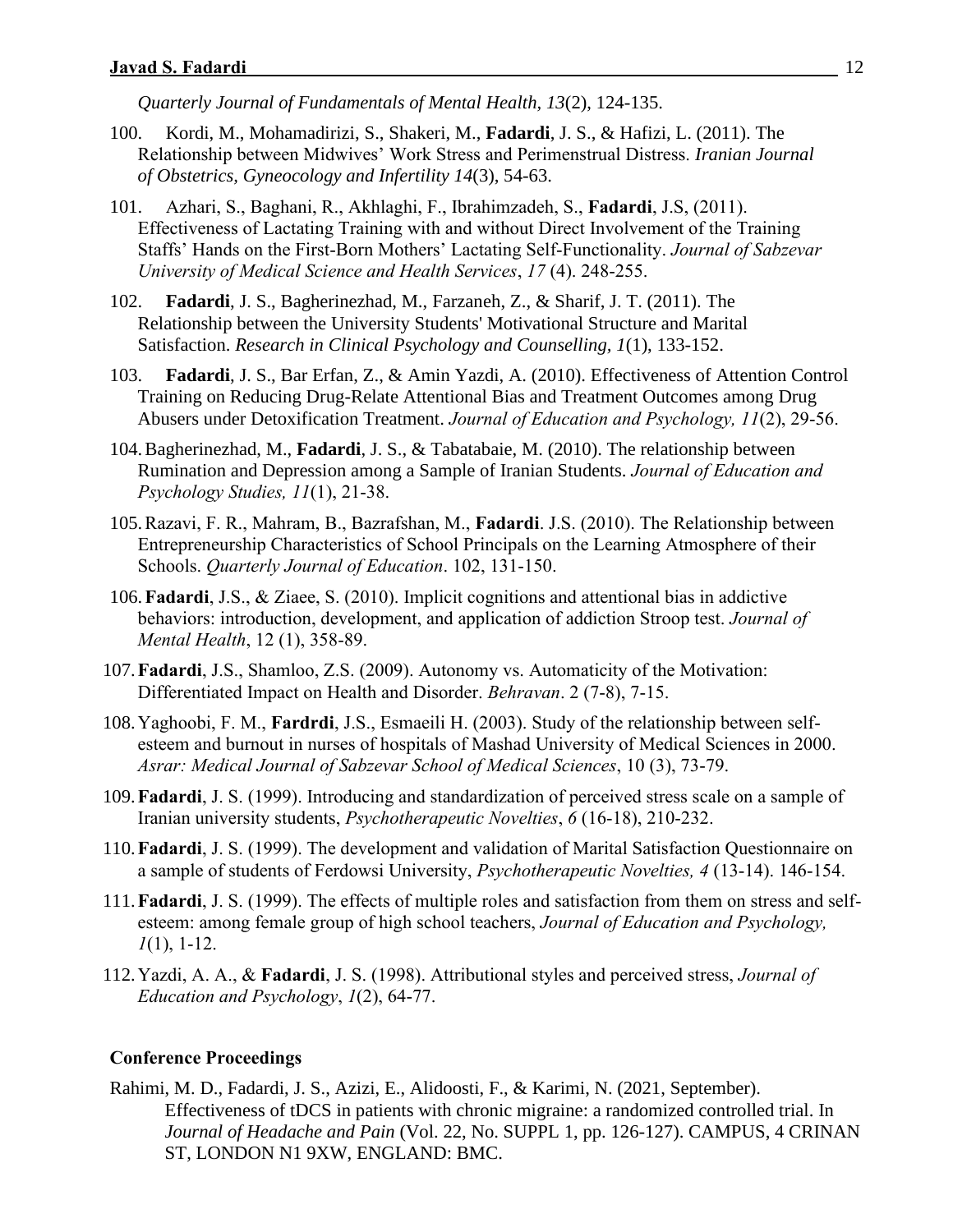*Quarterly Journal of Fundamentals of Mental Health, 13*(2), 124-135.

100. Kordi, M., Mohamadirizi, S., Shakeri, M., **Fadardi**, J. S., & Hafizi, L. (2011). The Relationship between Midwives' Work Stress and Perimenstrual Distress. *Iranian Journal of Obstetrics, Gyneocology and Infertility 14*(3), 54-63.

101. Azhari, S., Baghani, R., Akhlaghi, F., Ibrahimzadeh, S., **Fadardi**, J.S, (2011). Effectiveness of Lactating Training with and without Direct Involvement of the Training Staffs' Hands on the First-Born Mothers' Lactating Self-Functionality. *Journal of Sabzevar University of Medical Science and Health Services*, *17* (4). 248-255.

102. **Fadardi**, J. S., Bagherinezhad, M., Farzaneh, Z., & Sharif, J. T. (2011). The Relationship between the University Students' Motivational Structure and Marital Satisfaction. *Research in Clinical Psychology and Counselling, 1*(1), 133-152.

103. **Fadardi**, J. S., Bar Erfan, Z., & Amin Yazdi, A. (2010). Effectiveness of Attention Control Training on Reducing Drug-Relate Attentional Bias and Treatment Outcomes among Drug Abusers under Detoxification Treatment. *Journal of Education and Psychology, 11*(2), 29-56.

104. Bagherinezhad, M., **Fadardi**, J. S., & Tabatabaie, M. (2010). The relationship between Rumination and Depression among a Sample of Iranian Students. *Journal of Education and Psychology Studies, 11*(1), 21-38.

105. Razavi, F. R., Mahram, B., Bazrafshan, M., **Fadardi**. J.S. (2010). The Relationship between Entrepreneurship Characteristics of School Principals on the Learning Atmosphere of their Schools. *Quarterly Journal of Education*. 102, 131-150.

106. **Fadardi**, J.S., & Ziaee, S. (2010). Implicit cognitions and attentional bias in addictive behaviors: introduction, development, and application of addiction Stroop test. *Journal of Mental Health*, 12 (1), 358-89.

107. **Fadardi**, J.S., Shamloo, Z.S. (2009). Autonomy vs. Automaticity of the Motivation: Differentiated Impact on Health and Disorder. *Behravan*. 2 (7-8), 7-15.

108. Yaghoobi, F. M., **Fardrdi**, J.S., Esmaeili H. (2003). Study of the relationship between self-esteem and burnout in nurses of hospitals of Mashad University of Medical Sciences in 2000. *Asrar: Medical Journal of Sabzevar School of Medical Sciences*, 10 (3), 73-79.

109. **Fadardi**, J. S. (1999). Introducing and standardization of perceived stress scale on a sample of Iranian university students, *Psychotherapeutic Novelties*, *6* (16-18), 210-232.

110. **Fadardi**, J. S. (1999). The development and validation of Marital Satisfaction Questionnaire on a sample of students of Ferdowsi University, *Psychotherapeutic Novelties, 4* (13-14). 146-154.

111. **Fadardi**, J. S. (1999). The effects of multiple roles and satisfaction from them on stress and self-esteem: among female group of high school teachers, *Journal of Education and Psychology, 1*(1), 1-12.

112. Yazdi, A. A., & **Fadardi**, J. S. (1998). Attributional styles and perceived stress, *Journal of Education and Psychology*, *1*(2), 64-77.

### Conference Proceedings

Rahimi, M. D., Fadardi, J. S., Azizi, E., Alidoosti, F., & Karimi, N. (2021, September). Effectiveness of tDCS in patients with chronic migraine: a randomized controlled trial. In *Journal of Headache and Pain* (Vol. 22, No. SUPPL 1, pp. 126-127). CAMPUS, 4 CRINAN ST, LONDON N1 9XW, ENGLAND: BMC.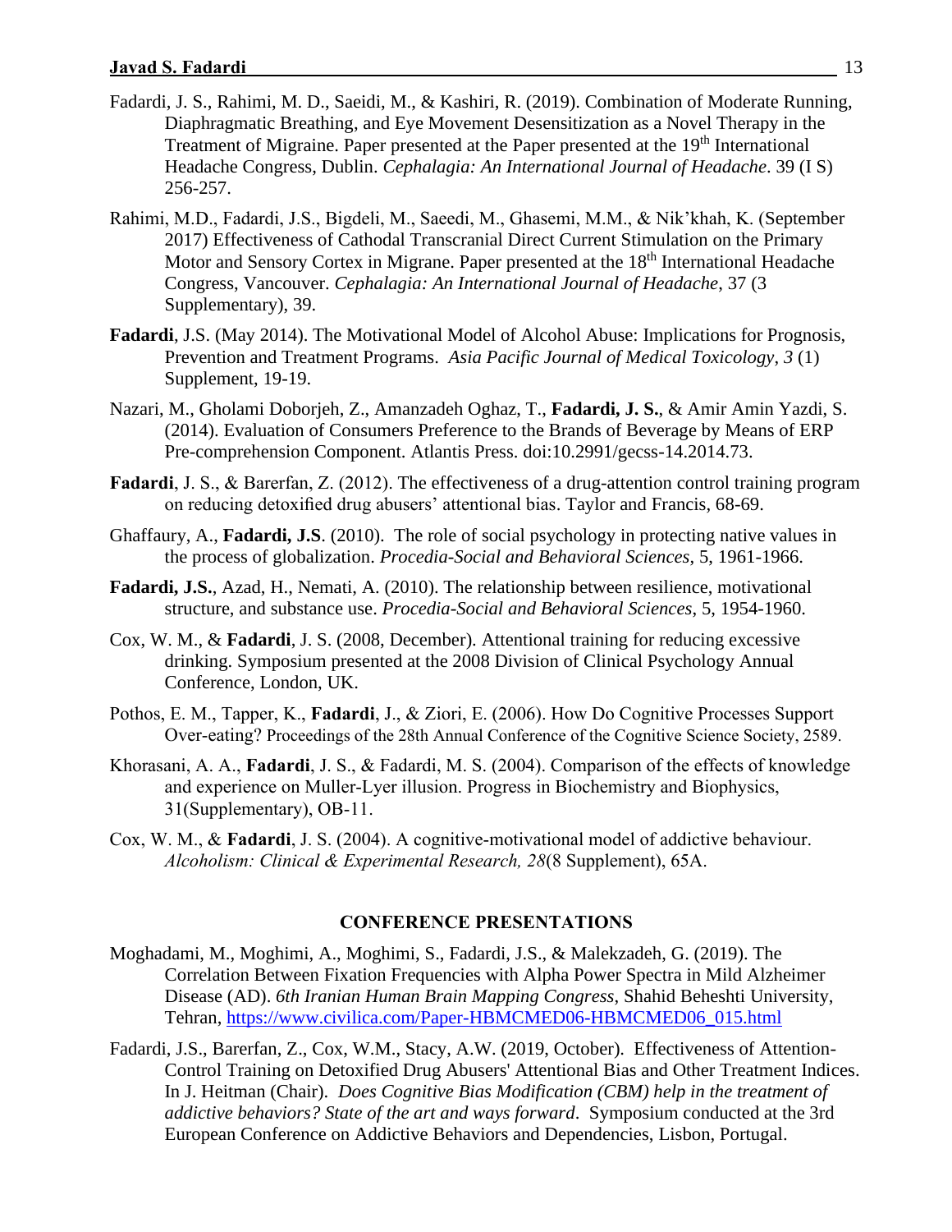Fadardi, J. S., Rahimi, M. D., Saeidi, M., & Kashiri, R. (2019). Combination of Moderate Running, Diaphragmatic Breathing, and Eye Movement Desensitization as a Novel Therapy in the Treatment of Migraine. Paper presented at the Paper presented at the 19th International Headache Congress, Dublin. *Cephalagia: An International Journal of Headache*. 39 (I S) 256-257.

Rahimi, M.D., Fadardi, J.S., Bigdeli, M., Saeedi, M., Ghasemi, M.M., & Nik'khah, K. (September 2017) Effectiveness of Cathodal Transcranial Direct Current Stimulation on the Primary Motor and Sensory Cortex in Migrane. Paper presented at the 18th International Headache Congress, Vancouver. *Cephalagia: An International Journal of Headache*, 37 (3 Supplementary), 39.

**Fadardi**, J.S. (May 2014). The Motivational Model of Alcohol Abuse: Implications for Prognosis, Prevention and Treatment Programs. *Asia Pacific Journal of Medical Toxicology*, *3* (1) Supplement, 19-19.

Nazari, M., Gholami Doborjeh, Z., Amanzadeh Oghaz, T., **Fadardi, J. S.**, & Amir Amin Yazdi, S. (2014). Evaluation of Consumers Preference to the Brands of Beverage by Means of ERP Pre-comprehension Component. Atlantis Press. doi:10.2991/gecss-14.2014.73.

**Fadardi**, J. S., & Barerfan, Z. (2012). The effectiveness of a drug-attention control training program on reducing detoxified drug abusers' attentional bias. Taylor and Francis, 68-69.

Ghaffaury, A., **Fadardi, J.S**. (2010). The role of social psychology in protecting native values in the process of globalization. *Procedia-Social and Behavioral Sciences*, 5, 1961-1966.

**Fadardi, J.S.**, Azad, H., Nemati, A. (2010). The relationship between resilience, motivational structure, and substance use. *Procedia-Social and Behavioral Sciences*, 5, 1954-1960.

Cox, W. M., & **Fadardi**, J. S. (2008, December). Attentional training for reducing excessive drinking. Symposium presented at the 2008 Division of Clinical Psychology Annual Conference, London, UK.

Pothos, E. M., Tapper, K., **Fadardi**, J., & Ziori, E. (2006). How Do Cognitive Processes Support Over-eating? Proceedings of the 28th Annual Conference of the Cognitive Science Society, 2589.

Khorasani, A. A., **Fadardi**, J. S., & Fadardi, M. S. (2004). Comparison of the effects of knowledge and experience on Muller-Lyer illusion. Progress in Biochemistry and Biophysics, 31(Supplementary), OB-11.

Cox, W. M., & **Fadardi**, J. S. (2004). A cognitive-motivational model of addictive behaviour. *Alcoholism: Clinical & Experimental Research, 28*(8 Supplement), 65A.

## CONFERENCE PRESENTATIONS

Moghadami, M., Moghimi, A., Moghimi, S., Fadardi, J.S., & Malekzadeh, G. (2019). The Correlation Between Fixation Frequencies with Alpha Power Spectra in Mild Alzheimer Disease (AD). *6th Iranian Human Brain Mapping Congress*, Shahid Beheshti University, Tehran, https://www.civilica.com/Paper-HBMCMED06-HBMCMED06_015.html

Fadardi, J.S., Barerfan, Z., Cox, W.M., Stacy, A.W. (2019, October). Effectiveness of Attention-Control Training on Detoxified Drug Abusers' Attentional Bias and Other Treatment Indices. In J. Heitman (Chair). *Does Cognitive Bias Modification (CBM) help in the treatment of addictive behaviors? State of the art and ways forward*. Symposium conducted at the 3rd European Conference on Addictive Behaviors and Dependencies, Lisbon, Portugal.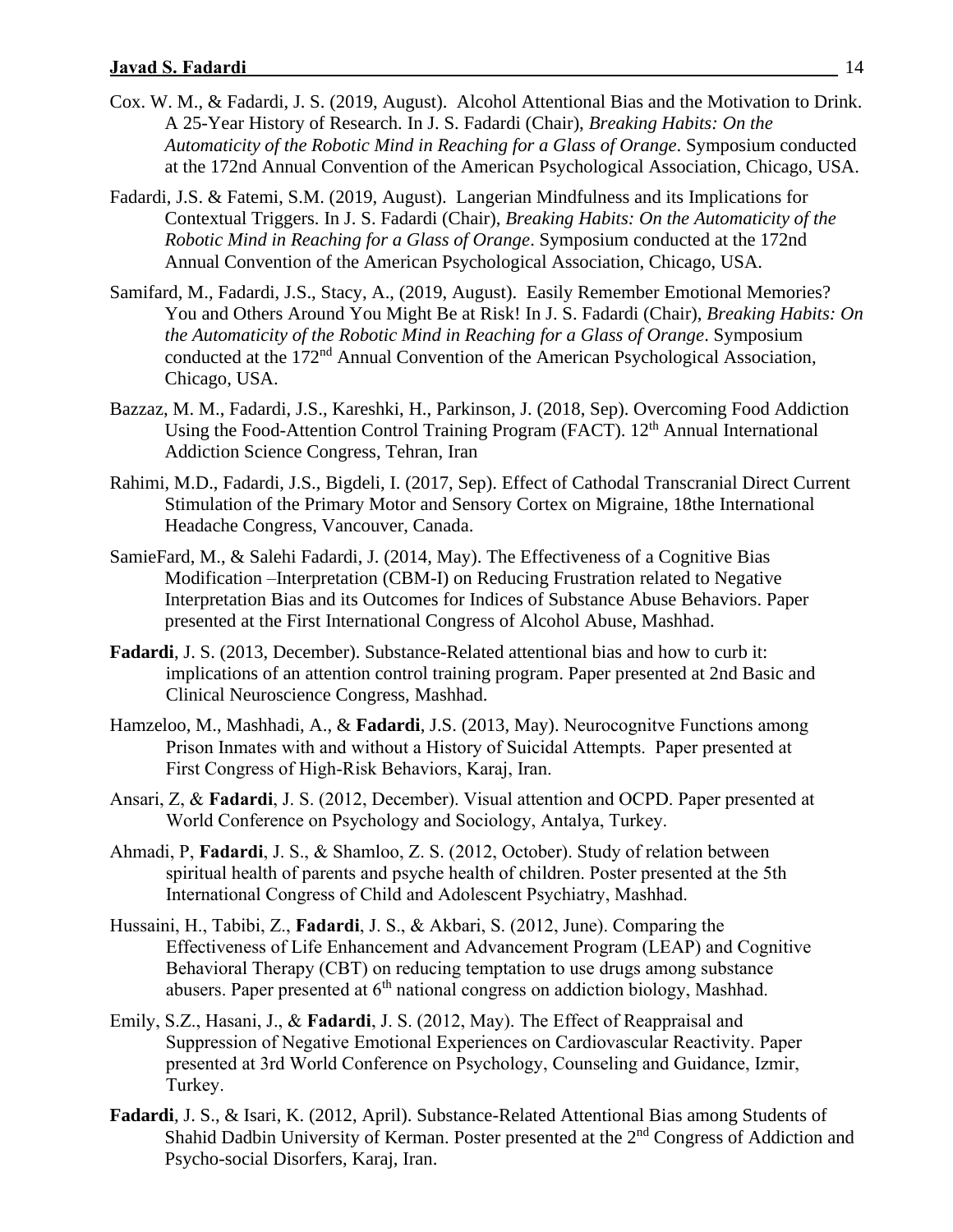Cox. W. M., & Fadardi, J. S. (2019, August). Alcohol Attentional Bias and the Motivation to Drink. A 25-Year History of Research. In J. S. Fadardi (Chair), *Breaking Habits: On the Automaticity of the Robotic Mind in Reaching for a Glass of Orange*. Symposium conducted at the 172nd Annual Convention of the American Psychological Association, Chicago, USA.

Fadardi, J.S. & Fatemi, S.M. (2019, August). Langerian Mindfulness and its Implications for Contextual Triggers. In J. S. Fadardi (Chair), *Breaking Habits: On the Automaticity of the Robotic Mind in Reaching for a Glass of Orange*. Symposium conducted at the 172nd Annual Convention of the American Psychological Association, Chicago, USA.

Samifard, M., Fadardi, J.S., Stacy, A., (2019, August). Easily Remember Emotional Memories? You and Others Around You Might Be at Risk! In J. S. Fadardi (Chair), *Breaking Habits: On the Automaticity of the Robotic Mind in Reaching for a Glass of Orange*. Symposium conducted at the 172nd Annual Convention of the American Psychological Association, Chicago, USA.

Bazzaz, M. M., Fadardi, J.S., Kareshki, H., Parkinson, J. (2018, Sep). Overcoming Food Addiction Using the Food-Attention Control Training Program (FACT). 12th Annual International Addiction Science Congress, Tehran, Iran

Rahimi, M.D., Fadardi, J.S., Bigdeli, I. (2017, Sep). Effect of Cathodal Transcranial Direct Current Stimulation of the Primary Motor and Sensory Cortex on Migraine, 18the International Headache Congress, Vancouver, Canada.

SamieFard, M., & Salehi Fadardi, J. (2014, May). The Effectiveness of a Cognitive Bias Modification –Interpretation (CBM-I) on Reducing Frustration related to Negative Interpretation Bias and its Outcomes for Indices of Substance Abuse Behaviors. Paper presented at the First International Congress of Alcohol Abuse, Mashhad.

**Fadardi**, J. S. (2013, December). Substance-Related attentional bias and how to curb it: implications of an attention control training program. Paper presented at 2nd Basic and Clinical Neuroscience Congress, Mashhad.

Hamzeloo, M., Mashhadi, A., & **Fadardi**, J.S. (2013, May). Neurocognitve Functions among Prison Inmates with and without a History of Suicidal Attempts. Paper presented at First Congress of High-Risk Behaviors, Karaj, Iran.

Ansari, Z, & **Fadardi**, J. S. (2012, December). Visual attention and OCPD. Paper presented at World Conference on Psychology and Sociology, Antalya, Turkey.

Ahmadi, P, **Fadardi**, J. S., & Shamloo, Z. S. (2012, October). Study of relation between spiritual health of parents and psyche health of children. Poster presented at the 5th International Congress of Child and Adolescent Psychiatry, Mashhad.

Hussaini, H., Tabibi, Z., **Fadardi**, J. S., & Akbari, S. (2012, June). Comparing the Effectiveness of Life Enhancement and Advancement Program (LEAP) and Cognitive Behavioral Therapy (CBT) on reducing temptation to use drugs among substance abusers. Paper presented at 6th national congress on addiction biology, Mashhad.

Emily, S.Z., Hasani, J., & **Fadardi**, J. S. (2012, May). The Effect of Reappraisal and Suppression of Negative Emotional Experiences on Cardiovascular Reactivity. Paper presented at 3rd World Conference on Psychology, Counseling and Guidance, Izmir, Turkey.

**Fadardi**, J. S., & Isari, K. (2012, April). Substance-Related Attentional Bias among Students of Shahid Dadbin University of Kerman. Poster presented at the 2nd Congress of Addiction and Psycho-social Disorfers, Karaj, Iran.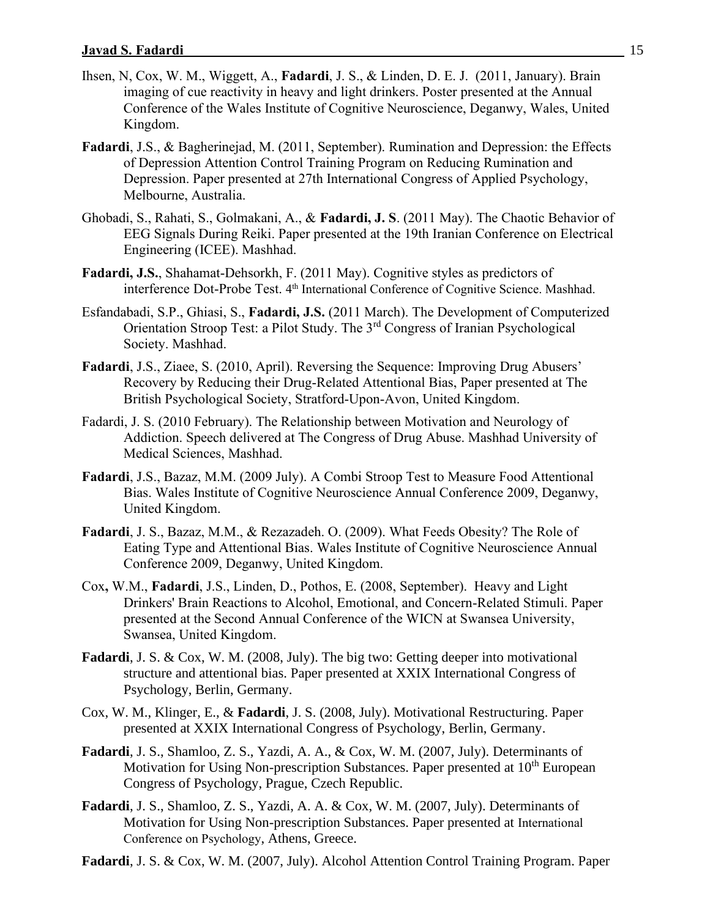Ihsen, N, Cox, W. M., Wiggett, A., **Fadardi**, J. S., & Linden, D. E. J. (2011, January). Brain imaging of cue reactivity in heavy and light drinkers. Poster presented at the Annual Conference of the Wales Institute of Cognitive Neuroscience, Deganwy, Wales, United Kingdom.

**Fadardi**, J.S., & Bagherinejad, M. (2011, September). Rumination and Depression: the Effects of Depression Attention Control Training Program on Reducing Rumination and Depression. Paper presented at 27th International Congress of Applied Psychology, Melbourne, Australia.

Ghobadi, S., Rahati, S., Golmakani, A., & **Fadardi, J. S**. (2011 May). The Chaotic Behavior of EEG Signals During Reiki. Paper presented at the 19th Iranian Conference on Electrical Engineering (ICEE). Mashhad.

**Fadardi, J.S.**, Shahamat-Dehsorkh, F. (2011 May). Cognitive styles as predictors of interference Dot-Probe Test. 4th International Conference of Cognitive Science. Mashhad.

Esfandabadi, S.P., Ghiasi, S., **Fadardi, J.S.** (2011 March). The Development of Computerized Orientation Stroop Test: a Pilot Study. The 3rd Congress of Iranian Psychological Society. Mashhad.

**Fadardi**, J.S., Ziaee, S. (2010, April). Reversing the Sequence: Improving Drug Abusers' Recovery by Reducing their Drug-Related Attentional Bias, Paper presented at The British Psychological Society, Stratford-Upon-Avon, United Kingdom.

Fadardi, J. S. (2010 February). The Relationship between Motivation and Neurology of Addiction. Speech delivered at The Congress of Drug Abuse. Mashhad University of Medical Sciences, Mashhad.

**Fadardi**, J.S., Bazaz, M.M. (2009 July). A Combi Stroop Test to Measure Food Attentional Bias. Wales Institute of Cognitive Neuroscience Annual Conference 2009, Deganwy, United Kingdom.

**Fadardi**, J. S., Bazaz, M.M., & Rezazadeh. O. (2009). What Feeds Obesity? The Role of Eating Type and Attentional Bias. Wales Institute of Cognitive Neuroscience Annual Conference 2009, Deganwy, United Kingdom.

Cox, W.M., **Fadardi**, J.S., Linden, D., Pothos, E. (2008, September). Heavy and Light Drinkers' Brain Reactions to Alcohol, Emotional, and Concern-Related Stimuli. Paper presented at the Second Annual Conference of the WICN at Swansea University, Swansea, United Kingdom.

**Fadardi**, J. S. & Cox, W. M. (2008, July). The big two: Getting deeper into motivational structure and attentional bias. Paper presented at XXIX International Congress of Psychology, Berlin, Germany.

Cox, W. M., Klinger, E., & **Fadardi**, J. S. (2008, July). Motivational Restructuring. Paper presented at XXIX International Congress of Psychology, Berlin, Germany.

**Fadardi**, J. S., Shamloo, Z. S., Yazdi, A. A., & Cox, W. M. (2007, July). Determinants of Motivation for Using Non-prescription Substances. Paper presented at 10th European Congress of Psychology, Prague, Czech Republic.

**Fadardi**, J. S., Shamloo, Z. S., Yazdi, A. A. & Cox, W. M. (2007, July). Determinants of Motivation for Using Non-prescription Substances. Paper presented at International Conference on Psychology, Athens, Greece.

**Fadardi**, J. S. & Cox, W. M. (2007, July). Alcohol Attention Control Training Program. Paper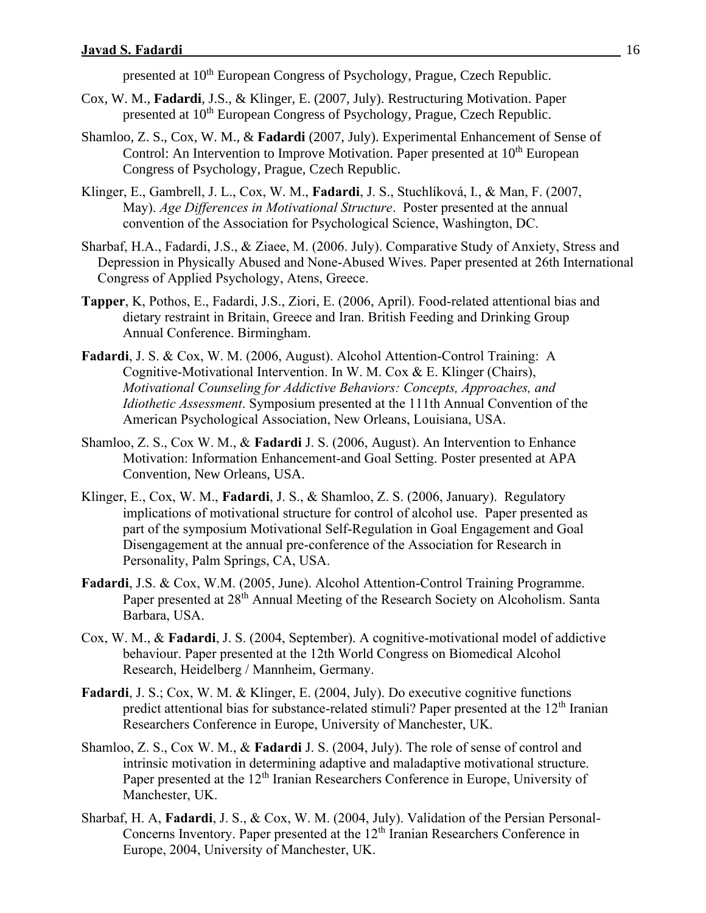presented at 10th European Congress of Psychology, Prague, Czech Republic.

Cox, W. M., **Fadardi**, J.S., & Klinger, E. (2007, July). Restructuring Motivation. Paper presented at 10th European Congress of Psychology, Prague, Czech Republic.

Shamloo, Z. S., Cox, W. M., & **Fadardi** (2007, July). Experimental Enhancement of Sense of Control: An Intervention to Improve Motivation. Paper presented at 10th European Congress of Psychology, Prague, Czech Republic.

Klinger, E., Gambrell, J. L., Cox, W. M., **Fadardi**, J. S., Stuchlíková, I., & Man, F. (2007, May). *Age Differences in Motivational Structure*. Poster presented at the annual convention of the Association for Psychological Science, Washington, DC.

Sharbaf, H.A., Fadardi, J.S., & Ziaee, M. (2006. July). Comparative Study of Anxiety, Stress and Depression in Physically Abused and None-Abused Wives. Paper presented at 26th International Congress of Applied Psychology, Atens, Greece.

**Tapper**, K, Pothos, E., Fadardi, J.S., Ziori, E. (2006, April). Food-related attentional bias and dietary restraint in Britain, Greece and Iran. British Feeding and Drinking Group Annual Conference. Birmingham.

**Fadardi**, J. S. & Cox, W. M. (2006, August). Alcohol Attention-Control Training: A Cognitive-Motivational Intervention. In W. M. Cox & E. Klinger (Chairs), *Motivational Counseling for Addictive Behaviors: Concepts, Approaches, and Idiothetic Assessment*. Symposium presented at the 111th Annual Convention of the American Psychological Association, New Orleans, Louisiana, USA.

Shamloo, Z. S., Cox W. M., & **Fadardi** J. S. (2006, August). An Intervention to Enhance Motivation: Information Enhancement-and Goal Setting. Poster presented at APA Convention, New Orleans, USA.

Klinger, E., Cox, W. M., **Fadardi**, J. S., & Shamloo, Z. S. (2006, January). Regulatory implications of motivational structure for control of alcohol use. Paper presented as part of the symposium Motivational Self-Regulation in Goal Engagement and Goal Disengagement at the annual pre-conference of the Association for Research in Personality, Palm Springs, CA, USA.

**Fadardi**, J.S. & Cox, W.M. (2005, June). Alcohol Attention-Control Training Programme. Paper presented at 28th Annual Meeting of the Research Society on Alcoholism. Santa Barbara, USA.

Cox, W. M., & **Fadardi**, J. S. (2004, September). A cognitive-motivational model of addictive behaviour. Paper presented at the 12th World Congress on Biomedical Alcohol Research, Heidelberg / Mannheim, Germany.

**Fadardi**, J. S.; Cox, W. M. & Klinger, E. (2004, July). Do executive cognitive functions predict attentional bias for substance-related stimuli? Paper presented at the 12th Iranian Researchers Conference in Europe, University of Manchester, UK.

Shamloo, Z. S., Cox W. M., & **Fadardi** J. S. (2004, July). The role of sense of control and intrinsic motivation in determining adaptive and maladaptive motivational structure. Paper presented at the 12th Iranian Researchers Conference in Europe, University of Manchester, UK.

Sharbaf, H. A, **Fadardi**, J. S., & Cox, W. M. (2004, July). Validation of the Persian Personal-Concerns Inventory. Paper presented at the 12th Iranian Researchers Conference in Europe, 2004, University of Manchester, UK.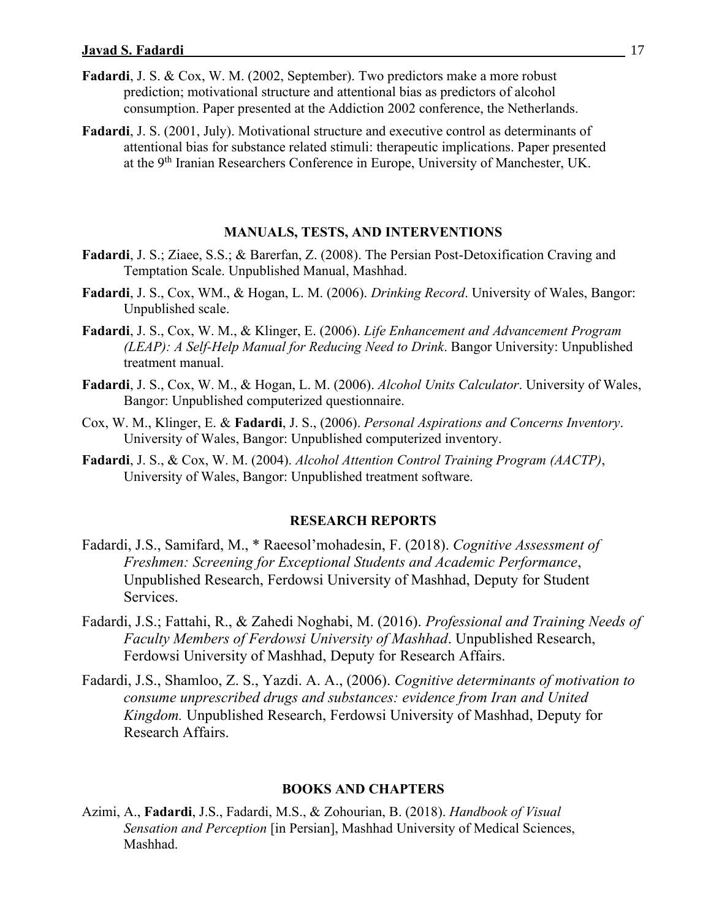**Fadardi**, J. S. & Cox, W. M. (2002, September). Two predictors make a more robust prediction; motivational structure and attentional bias as predictors of alcohol consumption. Paper presented at the Addiction 2002 conference, the Netherlands.

**Fadardi**, J. S. (2001, July). Motivational structure and executive control as determinants of attentional bias for substance related stimuli: therapeutic implications. Paper presented at the 9th Iranian Researchers Conference in Europe, University of Manchester, UK.

## MANUALS, TESTS, AND INTERVENTIONS

**Fadardi**, J. S.; Ziaee, S.S.; & Barerfan, Z. (2008). The Persian Post-Detoxification Craving and Temptation Scale. Unpublished Manual, Mashhad.

**Fadardi**, J. S., Cox, WM., & Hogan, L. M. (2006). *Drinking Record*. University of Wales, Bangor: Unpublished scale.

**Fadardi**, J. S., Cox, W. M., & Klinger, E. (2006). *Life Enhancement and Advancement Program (LEAP): A Self-Help Manual for Reducing Need to Drink*. Bangor University: Unpublished treatment manual.

**Fadardi**, J. S., Cox, W. M., & Hogan, L. M. (2006). *Alcohol Units Calculator*. University of Wales, Bangor: Unpublished computerized questionnaire.

Cox, W. M., Klinger, E. & **Fadardi**, J. S., (2006). *Personal Aspirations and Concerns Inventory*. University of Wales, Bangor: Unpublished computerized inventory.

**Fadardi**, J. S., & Cox, W. M. (2004). *Alcohol Attention Control Training Program (AACTP)*, University of Wales, Bangor: Unpublished treatment software.

## RESEARCH REPORTS

Fadardi, J.S., Samifard, M., * Raeesol'mohadesin, F. (2018). *Cognitive Assessment of Freshmen: Screening for Exceptional Students and Academic Performance*, Unpublished Research, Ferdowsi University of Mashhad, Deputy for Student Services.

Fadardi, J.S.; Fattahi, R., & Zahedi Noghabi, M. (2016). *Professional and Training Needs of Faculty Members of Ferdowsi University of Mashhad*. Unpublished Research, Ferdowsi University of Mashhad, Deputy for Research Affairs.

Fadardi, J.S., Shamloo, Z. S., Yazdi. A. A., (2006). *Cognitive determinants of motivation to consume unprescribed drugs and substances: evidence from Iran and United Kingdom.* Unpublished Research, Ferdowsi University of Mashhad, Deputy for Research Affairs.

## BOOKS AND CHAPTERS

Azimi, A., **Fadardi**, J.S., Fadardi, M.S., & Zohourian, B. (2018). *Handbook of Visual Sensation and Perception* [in Persian], Mashhad University of Medical Sciences, Mashhad.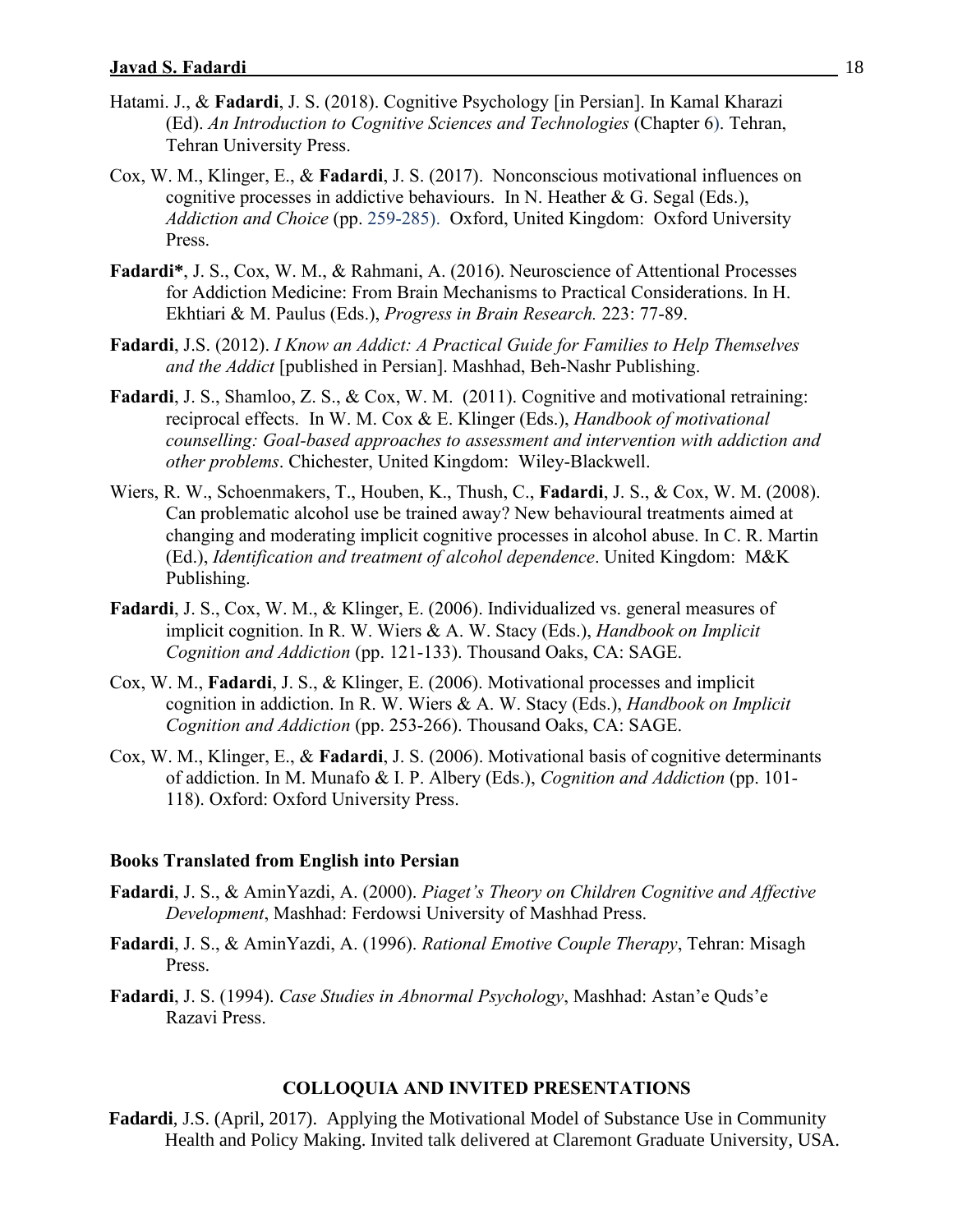Hatami. J., & **Fadardi**, J. S. (2018). Cognitive Psychology [in Persian]. In Kamal Kharazi (Ed). *An Introduction to Cognitive Sciences and Technologies* (Chapter 6). Tehran, Tehran University Press.

Cox, W. M., Klinger, E., & **Fadardi**, J. S. (2017). Nonconscious motivational influences on cognitive processes in addictive behaviours. In N. Heather & G. Segal (Eds.), *Addiction and Choice* (pp. 259-285). Oxford, United Kingdom: Oxford University Press.

**Fadardi***, J. S., Cox, W. M., & Rahmani, A. (2016). Neuroscience of Attentional Processes for Addiction Medicine: From Brain Mechanisms to Practical Considerations. In H. Ekhtiari & M. Paulus (Eds.), *Progress in Brain Research.* 223: 77-89.

**Fadardi**, J.S. (2012). *I Know an Addict: A Practical Guide for Families to Help Themselves and the Addict* [published in Persian]. Mashhad, Beh-Nashr Publishing.

**Fadardi**, J. S., Shamloo, Z. S., & Cox, W. M. (2011). Cognitive and motivational retraining: reciprocal effects. In W. M. Cox & E. Klinger (Eds.), *Handbook of motivational counselling: Goal-based approaches to assessment and intervention with addiction and other problems*. Chichester, United Kingdom: Wiley-Blackwell.

Wiers, R. W., Schoenmakers, T., Houben, K., Thush, C., **Fadardi**, J. S., & Cox, W. M. (2008). Can problematic alcohol use be trained away? New behavioural treatments aimed at changing and moderating implicit cognitive processes in alcohol abuse. In C. R. Martin (Ed.), *Identification and treatment of alcohol dependence*. United Kingdom: M&K Publishing.

**Fadardi**, J. S., Cox, W. M., & Klinger, E. (2006). Individualized vs. general measures of implicit cognition. In R. W. Wiers & A. W. Stacy (Eds.), *Handbook on Implicit Cognition and Addiction* (pp. 121-133). Thousand Oaks, CA: SAGE.

Cox, W. M., **Fadardi**, J. S., & Klinger, E. (2006). Motivational processes and implicit cognition in addiction. In R. W. Wiers & A. W. Stacy (Eds.), *Handbook on Implicit Cognition and Addiction* (pp. 253-266). Thousand Oaks, CA: SAGE.

Cox, W. M., Klinger, E., & **Fadardi**, J. S. (2006). Motivational basis of cognitive determinants of addiction. In M. Munafo & I. P. Albery (Eds.), *Cognition and Addiction* (pp. 101-118). Oxford: Oxford University Press.

**Books Translated from English into Persian**

**Fadardi**, J. S., & AminYazdi, A. (2000). *Piaget's Theory on Children Cognitive and Affective Development*, Mashhad: Ferdowsi University of Mashhad Press.

**Fadardi**, J. S., & AminYazdi, A. (1996). *Rational Emotive Couple Therapy*, Tehran: Misagh Press.

**Fadardi**, J. S. (1994). *Case Studies in Abnormal Psychology*, Mashhad: Astan'e Quds'e Razavi Press.

## COLLOQUIA AND INVITED PRESENTATIONS

**Fadardi**, J.S. (April, 2017). Applying the Motivational Model of Substance Use in Community Health and Policy Making. Invited talk delivered at Claremont Graduate University, USA.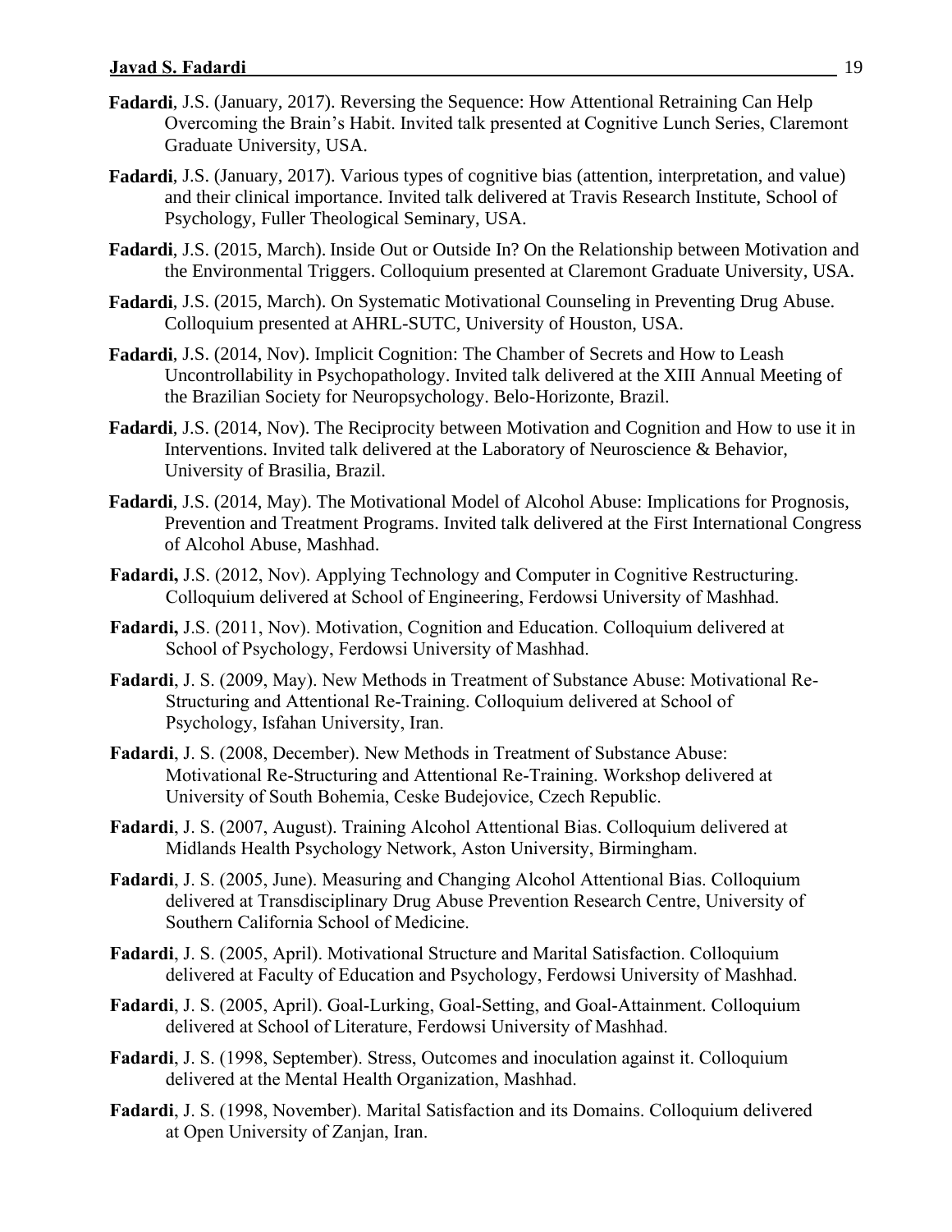**Fadardi**, J.S. (January, 2017). Reversing the Sequence: How Attentional Retraining Can Help Overcoming the Brain's Habit. Invited talk presented at Cognitive Lunch Series, Claremont Graduate University, USA.

**Fadardi**, J.S. (January, 2017). Various types of cognitive bias (attention, interpretation, and value) and their clinical importance. Invited talk delivered at Travis Research Institute, School of Psychology, Fuller Theological Seminary, USA.

**Fadardi**, J.S. (2015, March). Inside Out or Outside In? On the Relationship between Motivation and the Environmental Triggers. Colloquium presented at Claremont Graduate University, USA.

**Fadardi**, J.S. (2015, March). On Systematic Motivational Counseling in Preventing Drug Abuse. Colloquium presented at AHRL-SUTC, University of Houston, USA.

**Fadardi**, J.S. (2014, Nov). Implicit Cognition: The Chamber of Secrets and How to Leash Uncontrollability in Psychopathology. Invited talk delivered at the XIII Annual Meeting of the Brazilian Society for Neuropsychology. Belo-Horizonte, Brazil.

**Fadardi**, J.S. (2014, Nov). The Reciprocity between Motivation and Cognition and How to use it in Interventions. Invited talk delivered at the Laboratory of Neuroscience & Behavior, University of Brasilia, Brazil.

**Fadardi**, J.S. (2014, May). The Motivational Model of Alcohol Abuse: Implications for Prognosis, Prevention and Treatment Programs. Invited talk delivered at the First International Congress of Alcohol Abuse, Mashhad.

**Fadardi,** J.S. (2012, Nov). Applying Technology and Computer in Cognitive Restructuring. Colloquium delivered at School of Engineering, Ferdowsi University of Mashhad.

**Fadardi,** J.S. (2011, Nov). Motivation, Cognition and Education. Colloquium delivered at School of Psychology, Ferdowsi University of Mashhad.

**Fadardi**, J. S. (2009, May). New Methods in Treatment of Substance Abuse: Motivational Re-Structuring and Attentional Re-Training. Colloquium delivered at School of Psychology, Isfahan University, Iran.

**Fadardi**, J. S. (2008, December). New Methods in Treatment of Substance Abuse: Motivational Re-Structuring and Attentional Re-Training. Workshop delivered at University of South Bohemia, Ceske Budejovice, Czech Republic.

**Fadardi**, J. S. (2007, August). Training Alcohol Attentional Bias. Colloquium delivered at Midlands Health Psychology Network, Aston University, Birmingham.

**Fadardi**, J. S. (2005, June). Measuring and Changing Alcohol Attentional Bias. Colloquium delivered at Transdisciplinary Drug Abuse Prevention Research Centre, University of Southern California School of Medicine.

**Fadardi**, J. S. (2005, April). Motivational Structure and Marital Satisfaction. Colloquium delivered at Faculty of Education and Psychology, Ferdowsi University of Mashhad.

**Fadardi**, J. S. (2005, April). Goal-Lurking, Goal-Setting, and Goal-Attainment. Colloquium delivered at School of Literature, Ferdowsi University of Mashhad.

**Fadardi**, J. S. (1998, September). Stress, Outcomes and inoculation against it. Colloquium delivered at the Mental Health Organization, Mashhad.

**Fadardi**, J. S. (1998, November). Marital Satisfaction and its Domains. Colloquium delivered at Open University of Zanjan, Iran.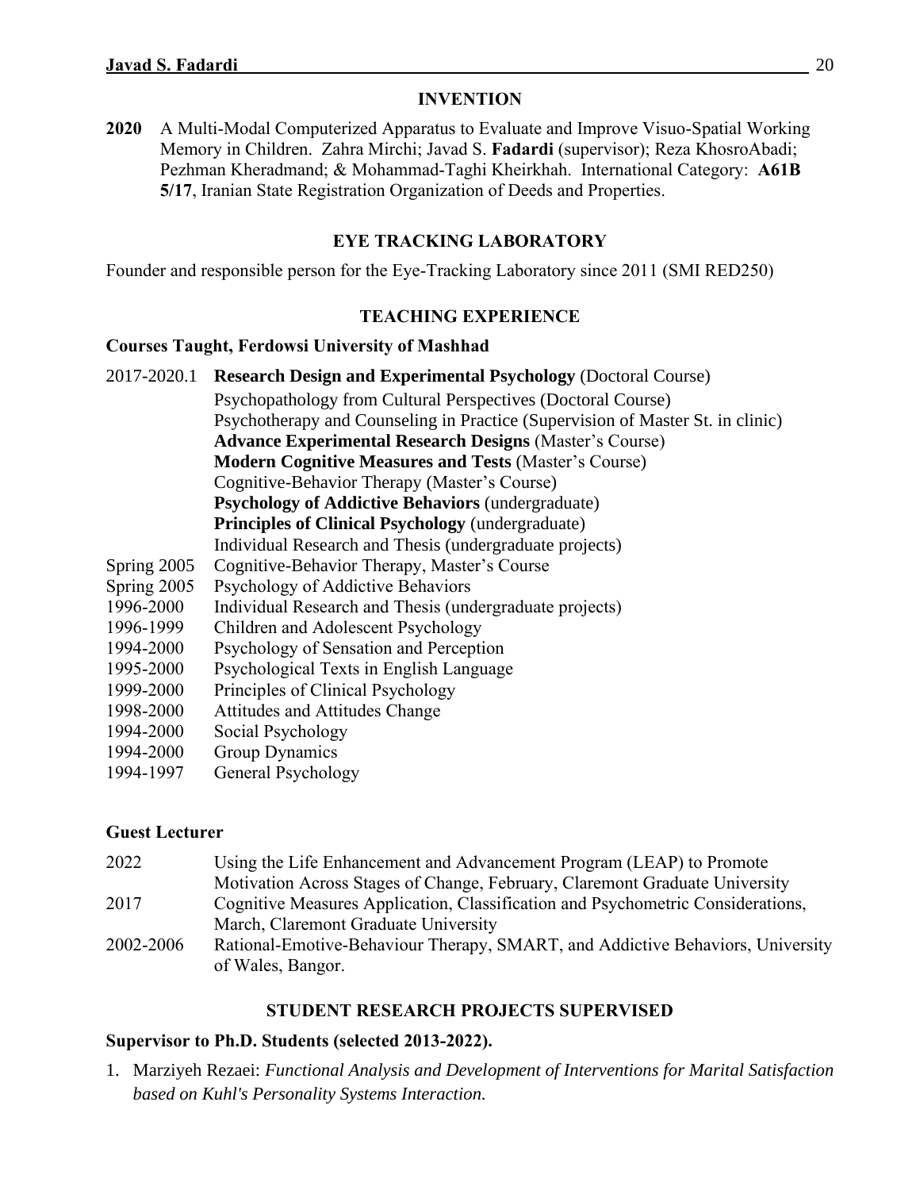## INVENTION

**2020** A Multi-Modal Computerized Apparatus to Evaluate and Improve Visuo-Spatial Working Memory in Children. Zahra Mirchi; Javad S. **Fadardi** (supervisor); Reza KhosroAbadi; Pezhman Kheradmand; & Mohammad-Taghi Kheirkhah. International Category: **A61B 5/17**, Iranian State Registration Organization of Deeds and Properties.

## EYE TRACKING LABORATORY

Founder and responsible person for the Eye-Tracking Laboratory since 2011 (SMI RED250)

## TEACHING EXPERIENCE

### Courses Taught, Ferdowsi University of Mashhad

2017-2020.1 **Research Design and Experimental Psychology** (Doctoral Course)
Psychopathology from Cultural Perspectives (Doctoral Course)
Psychotherapy and Counseling in Practice (Supervision of Master St. in clinic)
**Advance Experimental Research Designs** (Master's Course)
**Modern Cognitive Measures and Tests** (Master's Course)
Cognitive-Behavior Therapy (Master's Course)
**Psychology of Addictive Behaviors** (undergraduate)
**Principles of Clinical Psychology** (undergraduate)
Individual Research and Thesis (undergraduate projects)

Spring 2005 Cognitive-Behavior Therapy, Master's Course
Spring 2005 Psychology of Addictive Behaviors
1996-2000 Individual Research and Thesis (undergraduate projects)
1996-1999 Children and Adolescent Psychology
1994-2000 Psychology of Sensation and Perception
1995-2000 Psychological Texts in English Language
1999-2000 Principles of Clinical Psychology
1998-2000 Attitudes and Attitudes Change
1994-2000 Social Psychology
1994-2000 Group Dynamics
1994-1997 General Psychology

### Guest Lecturer

2022 Using the Life Enhancement and Advancement Program (LEAP) to Promote Motivation Across Stages of Change, February, Claremont Graduate University
2017 Cognitive Measures Application, Classification and Psychometric Considerations, March, Claremont Graduate University
2002-2006 Rational-Emotive-Behaviour Therapy, SMART, and Addictive Behaviors, University of Wales, Bangor.

## STUDENT RESEARCH PROJECTS SUPERVISED

### Supervisor to Ph.D. Students (selected 2013-2022).

1. Marziyeh Rezaei: *Functional Analysis and Development of Interventions for Marital Satisfaction based on Kuhl's Personality Systems Interaction.*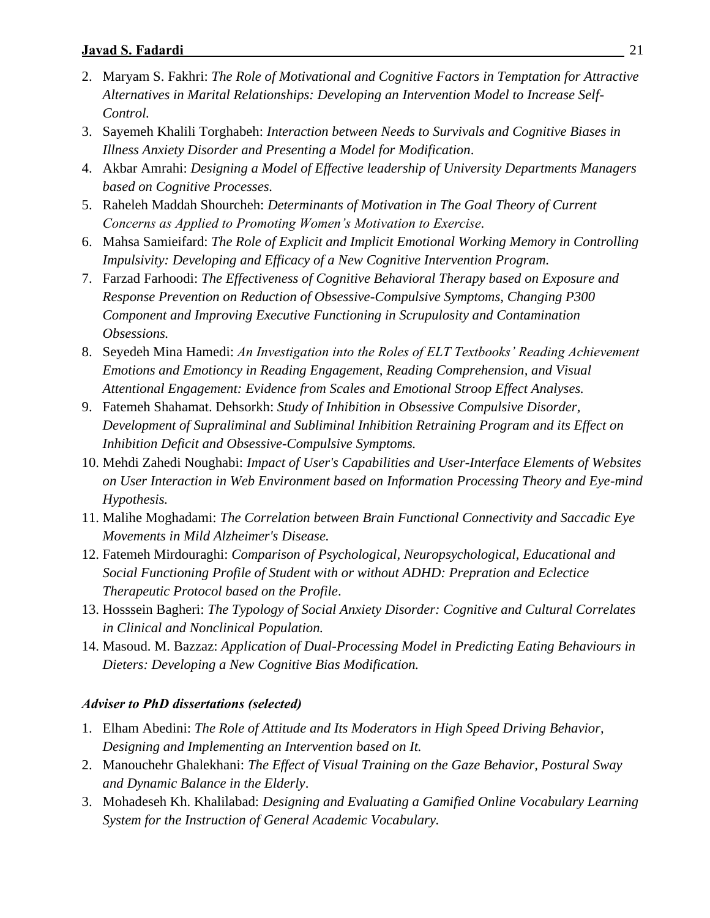2. Maryam S. Fakhri: *The Role of Motivational and Cognitive Factors in Temptation for Attractive Alternatives in Marital Relationships: Developing an Intervention Model to Increase Self-Control.*
3. Sayemeh Khalili Torghabeh: *Interaction between Needs to Survivals and Cognitive Biases in Illness Anxiety Disorder and Presenting a Model for Modification*.
4. Akbar Amrahi: *Designing a Model of Effective leadership of University Departments Managers based on Cognitive Processes.*
5. Raheleh Maddah Shourcheh: *Determinants of Motivation in The Goal Theory of Current Concerns as Applied to Promoting Women's Motivation to Exercise*.
6. Mahsa Samieifard: *The Role of Explicit and Implicit Emotional Working Memory in Controlling Impulsivity: Developing and Efficacy of a New Cognitive Intervention Program.*
7. Farzad Farhoodi: *The Effectiveness of Cognitive Behavioral Therapy based on Exposure and Response Prevention on Reduction of Obsessive-Compulsive Symptoms, Changing P300 Component and Improving Executive Functioning in Scrupulosity and Contamination Obsessions.*
8. Seyedeh Mina Hamedi: *An Investigation into the Roles of ELT Textbooks' Reading Achievement Emotions and Emotioncy in Reading Engagement, Reading Comprehension, and Visual Attentional Engagement: Evidence from Scales and Emotional Stroop Effect Analyses.*
9. Fatemeh Shahamat. Dehsorkh: *Study of Inhibition in Obsessive Compulsive Disorder, Development of Supraliminal and Subliminal Inhibition Retraining Program and its Effect on Inhibition Deficit and Obsessive-Compulsive Symptoms.*
10. Mehdi Zahedi Noughabi: *Impact of User's Capabilities and User-Interface Elements of Websites on User Interaction in Web Environment based on Information Processing Theory and Eye-mind Hypothesis.*
11. Malihe Moghadami: *The Correlation between Brain Functional Connectivity and Saccadic Eye Movements in Mild Alzheimer's Disease.*
12. Fatemeh Mirdouraghi: *Comparison of Psychological, Neuropsychological, Educational and Social Functioning Profile of Student with or without ADHD: Prepration and Eclectice Therapeutic Protocol based on the Profile*.
13. Hosssein Bagheri: *The Typology of Social Anxiety Disorder: Cognitive and Cultural Correlates in Clinical and Nonclinical Population.*
14. Masoud. M. Bazzaz: *Application of Dual-Processing Model in Predicting Eating Behaviours in Dieters: Developing a New Cognitive Bias Modification.*

***Adviser to PhD dissertations (selected)***

1. Elham Abedini: *The Role of Attitude and Its Moderators in High Speed Driving Behavior, Designing and Implementing an Intervention based on It.*
2. Manouchehr Ghalekhani: *The Effect of Visual Training on the Gaze Behavior, Postural Sway and Dynamic Balance in the Elderly*.
3. Mohadeseh Kh. Khalilabad: *Designing and Evaluating a Gamified Online Vocabulary Learning System for the Instruction of General Academic Vocabulary.*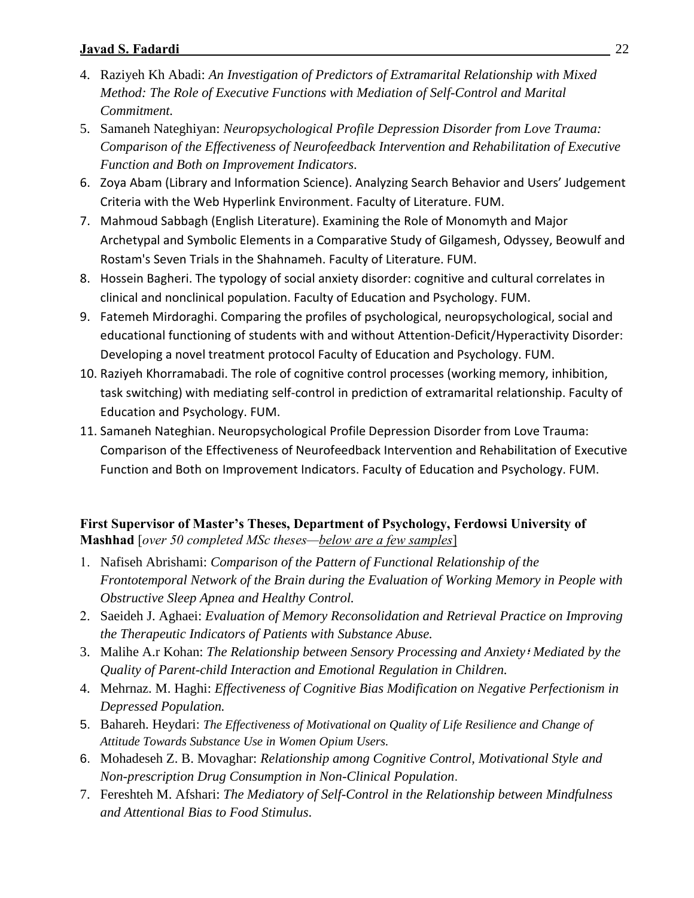4. Raziyeh Kh Abadi: *An Investigation of Predictors of Extramarital Relationship with Mixed Method: The Role of Executive Functions with Mediation of Self-Control and Marital Commitment.*
5. Samaneh Nateghiyan: *Neuropsychological Profile Depression Disorder from Love Trauma: Comparison of the Effectiveness of Neurofeedback Intervention and Rehabilitation of Executive Function and Both on Improvement Indicators*.
6. Zoya Abam (Library and Information Science). Analyzing Search Behavior and Users' Judgement Criteria with the Web Hyperlink Environment. Faculty of Literature. FUM.
7. Mahmoud Sabbagh (English Literature). Examining the Role of Monomyth and Major Archetypal and Symbolic Elements in a Comparative Study of Gilgamesh, Odyssey, Beowulf and Rostam's Seven Trials in the Shahnameh. Faculty of Literature. FUM.
8. Hossein Bagheri. The typology of social anxiety disorder: cognitive and cultural correlates in clinical and nonclinical population. Faculty of Education and Psychology. FUM.
9. Fatemeh Mirdoraghi. Comparing the profiles of psychological, neuropsychological, social and educational functioning of students with and without Attention-Deficit/Hyperactivity Disorder: Developing a novel treatment protocol Faculty of Education and Psychology. FUM.
10. Raziyeh Khorramabadi. The role of cognitive control processes (working memory, inhibition, task switching) with mediating self-control in prediction of extramarital relationship. Faculty of Education and Psychology. FUM.
11. Samaneh Nateghian. Neuropsychological Profile Depression Disorder from Love Trauma: Comparison of the Effectiveness of Neurofeedback Intervention and Rehabilitation of Executive Function and Both on Improvement Indicators. Faculty of Education and Psychology. FUM.

**First Supervisor of Master's Theses, Department of Psychology, Ferdowsi University of Mashhad** [*over 50 completed MSc theses—below are a few samples*]

1. Nafiseh Abrishami: *Comparison of the Pattern of Functional Relationship of the Frontotemporal Network of the Brain during the Evaluation of Working Memory in People with Obstructive Sleep Apnea and Healthy Control.*
2. Saeideh J. Aghaei: *Evaluation of Memory Reconsolidation and Retrieval Practice on Improving the Therapeutic Indicators of Patients with Substance Abuse.*
3. Malihe A.r Kohan: *The Relationship between Sensory Processing and Anxiety، Mediated by the Quality of Parent-child Interaction and Emotional Regulation in Children.*
4. Mehrnaz. M. Haghi: *Effectiveness of Cognitive Bias Modification on Negative Perfectionism in Depressed Population.*
5. Bahareh. Heydari: *The Effectiveness of Motivational on Quality of Life Resilience and Change of Attitude Towards Substance Use in Women Opium Users.*
6. Mohadeseh Z. B. Movaghar: *Relationship among Cognitive Control, Motivational Style and Non-prescription Drug Consumption in Non-Clinical Population*.
7. Fereshteh M. Afshari: *The Mediatory of Self-Control in the Relationship between Mindfulness and Attentional Bias to Food Stimulus*.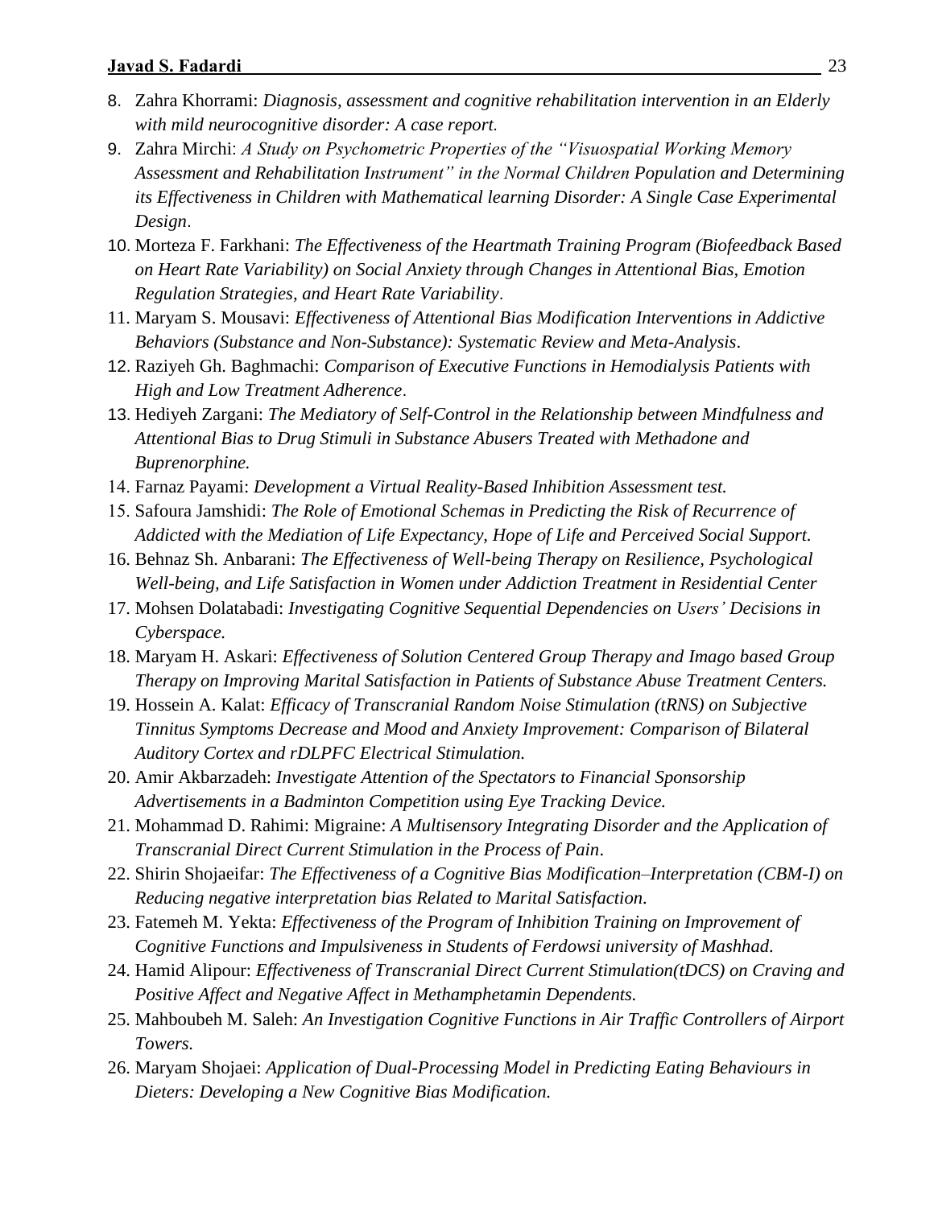8. Zahra Khorrami: *Diagnosis, assessment and cognitive rehabilitation intervention in an Elderly with mild neurocognitive disorder: A case report.*
9. Zahra Mirchi: *A Study on Psychometric Properties of the "Visuospatial Working Memory Assessment and Rehabilitation Instrument" in the Normal Children Population and Determining its Effectiveness in Children with Mathematical learning Disorder: A Single Case Experimental Design*.
10. Morteza F. Farkhani: *The Effectiveness of the Heartmath Training Program (Biofeedback Based on Heart Rate Variability) on Social Anxiety through Changes in Attentional Bias, Emotion Regulation Strategies, and Heart Rate Variability*.
11. Maryam S. Mousavi: *Effectiveness of Attentional Bias Modification Interventions in Addictive Behaviors (Substance and Non-Substance): Systematic Review and Meta-Analysis*.
12. Raziyeh Gh. Baghmachi: *Comparison of Executive Functions in Hemodialysis Patients with High and Low Treatment Adherence*.
13. Hediyeh Zargani: *The Mediatory of Self-Control in the Relationship between Mindfulness and Attentional Bias to Drug Stimuli in Substance Abusers Treated with Methadone and Buprenorphine.*
14. Farnaz Payami: *Development a Virtual Reality-Based Inhibition Assessment test.*
15. Safoura Jamshidi: *The Role of Emotional Schemas in Predicting the Risk of Recurrence of Addicted with the Mediation of Life Expectancy, Hope of Life and Perceived Social Support.*
16. Behnaz Sh. Anbarani: *The Effectiveness of Well-being Therapy on Resilience, Psychological Well-being, and Life Satisfaction in Women under Addiction Treatment in Residential Center*
17. Mohsen Dolatabadi: *Investigating Cognitive Sequential Dependencies on Users' Decisions in Cyberspace.*
18. Maryam H. Askari: *Effectiveness of Solution Centered Group Therapy and Imago based Group Therapy on Improving Marital Satisfaction in Patients of Substance Abuse Treatment Centers.*
19. Hossein A. Kalat: *Efficacy of Transcranial Random Noise Stimulation (tRNS) on Subjective Tinnitus Symptoms Decrease and Mood and Anxiety Improvement: Comparison of Bilateral Auditory Cortex and rDLPFC Electrical Stimulation.*
20. Amir Akbarzadeh: *Investigate Attention of the Spectators to Financial Sponsorship Advertisements in a Badminton Competition using Eye Tracking Device.*
21. Mohammad D. Rahimi: Migraine: *A Multisensory Integrating Disorder and the Application of Transcranial Direct Current Stimulation in the Process of Pain*.
22. Shirin Shojaeifar: *The Effectiveness of a Cognitive Bias Modification–Interpretation (CBM-I) on Reducing negative interpretation bias Related to Marital Satisfaction*.
23. Fatemeh M. Yekta: *Effectiveness of the Program of Inhibition Training on Improvement of Cognitive Functions and Impulsiveness in Students of Ferdowsi university of Mashhad.*
24. Hamid Alipour: *Effectiveness of Transcranial Direct Current Stimulation(tDCS) on Craving and Positive Affect and Negative Affect in Methamphetamin Dependents.*
25. Mahboubeh M. Saleh: *An Investigation Cognitive Functions in Air Traffic Controllers of Airport Towers.*
26. Maryam Shojaei: *Application of Dual-Processing Model in Predicting Eating Behaviours in Dieters: Developing a New Cognitive Bias Modification.*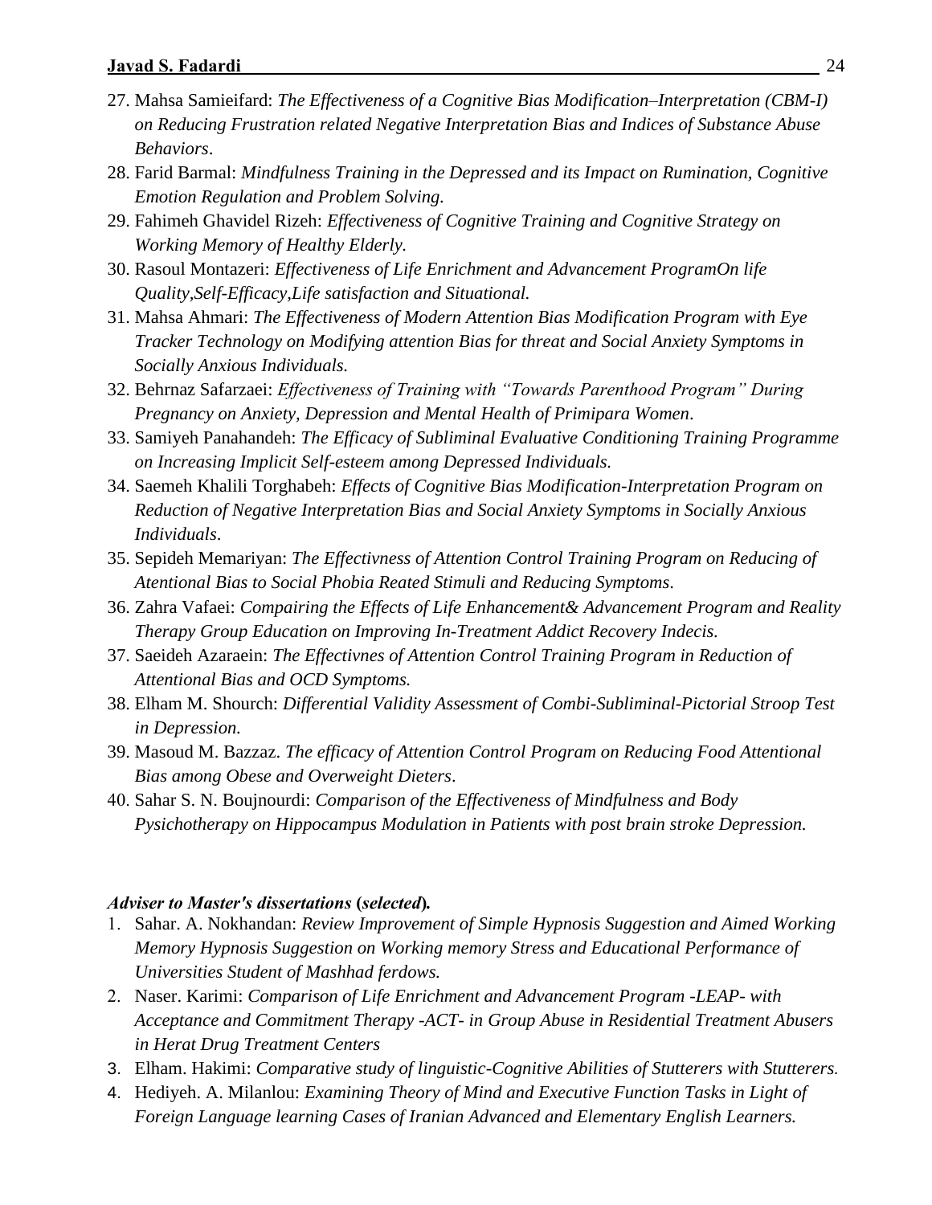27. Mahsa Samieifard: *The Effectiveness of a Cognitive Bias Modification–Interpretation (CBM-I) on Reducing Frustration related Negative Interpretation Bias and Indices of Substance Abuse Behaviors*.
28. Farid Barmal: *Mindfulness Training in the Depressed and its Impact on Rumination, Cognitive Emotion Regulation and Problem Solving.*
29. Fahimeh Ghavidel Rizeh: *Effectiveness of Cognitive Training and Cognitive Strategy on Working Memory of Healthy Elderly.*
30. Rasoul Montazeri: *Effectiveness of Life Enrichment and Advancement ProgramOn life Quality,Self-Efficacy,Life satisfaction and Situational.*
31. Mahsa Ahmari: *The Effectiveness of Modern Attention Bias Modification Program with Eye Tracker Technology on Modifying attention Bias for threat and Social Anxiety Symptoms in Socially Anxious Individuals.*
32. Behrnaz Safarzaei: *Effectiveness of Training with "Towards Parenthood Program" During Pregnancy on Anxiety, Depression and Mental Health of Primipara Women*.
33. Samiyeh Panahandeh: *The Efficacy of Subliminal Evaluative Conditioning Training Programme on Increasing Implicit Self-esteem among Depressed Individuals.*
34. Saemeh Khalili Torghabeh: *Effects of Cognitive Bias Modification-Interpretation Program on Reduction of Negative Interpretation Bias and Social Anxiety Symptoms in Socially Anxious Individuals*.
35. Sepideh Memariyan: *The Effectivness of Attention Control Training Program on Reducing of Atentional Bias to Social Phobia Reated Stimuli and Reducing Symptoms*.
36. Zahra Vafaei: *Compairing the Effects of Life Enhancement& Advancement Program and Reality Therapy Group Education on Improving In-Treatment Addict Recovery Indecis.*
37. Saeideh Azaraein: *The Effectivnes of Attention Control Training Program in Reduction of Attentional Bias and OCD Symptoms.*
38. Elham M. Shourch: *Differential Validity Assessment of Combi-Subliminal-Pictorial Stroop Test in Depression.*
39. Masoud M. Bazzaz. *The efficacy of Attention Control Program on Reducing Food Attentional Bias among Obese and Overweight Dieters*.
40. Sahar S. N. Boujnourdi: *Comparison of the Effectiveness of Mindfulness and Body Pysichotherapy on Hippocampus Modulation in Patients with post brain stroke Depression.*

***Adviser to Master's dissertations (selected).***

1. Sahar. A. Nokhandan: *Review Improvement of Simple Hypnosis Suggestion and Aimed Working Memory Hypnosis Suggestion on Working memory Stress and Educational Performance of Universities Student of Mashhad ferdows.*
2. Naser. Karimi: *Comparison of Life Enrichment and Advancement Program -LEAP- with Acceptance and Commitment Therapy -ACT- in Group Abuse in Residential Treatment Abusers in Herat Drug Treatment Centers*
3. Elham. Hakimi: *Comparative study of linguistic-Cognitive Abilities of Stutterers with Stutterers.*
4. Hediyeh. A. Milanlou: *Examining Theory of Mind and Executive Function Tasks in Light of Foreign Language learning Cases of Iranian Advanced and Elementary English Learners.*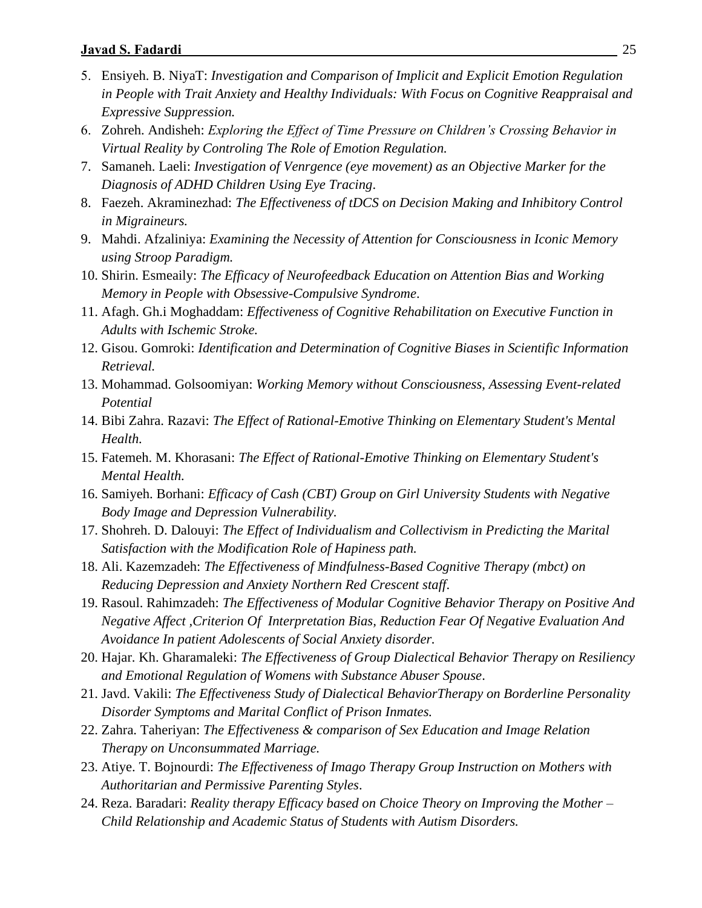5. Ensiyeh. B. NiyaT: *Investigation and Comparison of Implicit and Explicit Emotion Regulation in People with Trait Anxiety and Healthy Individuals: With Focus on Cognitive Reappraisal and Expressive Suppression.*
6. Zohreh. Andisheh: *Exploring the Effect of Time Pressure on Children's Crossing Behavior in Virtual Reality by Controling The Role of Emotion Regulation.*
7. Samaneh. Laeli: *Investigation of Venrgence (eye movement) as an Objective Marker for the Diagnosis of ADHD Children Using Eye Tracing*.
8. Faezeh. Akraminezhad: *The Effectiveness of tDCS on Decision Making and Inhibitory Control in Migraineurs.*
9. Mahdi. Afzaliniya: *Examining the Necessity of Attention for Consciousness in Iconic Memory using Stroop Paradigm.*
10. Shirin. Esmeaily: *The Efficacy of Neurofeedback Education on Attention Bias and Working Memory in People with Obsessive-Compulsive Syndrome*.
11. Afagh. Gh.i Moghaddam: *Effectiveness of Cognitive Rehabilitation on Executive Function in Adults with Ischemic Stroke.*
12. Gisou. Gomroki: *Identification and Determination of Cognitive Biases in Scientific Information Retrieval.*
13. Mohammad. Golsoomiyan: *Working Memory without Consciousness, Assessing Event-related Potential*
14. Bibi Zahra. Razavi: *The Effect of Rational-Emotive Thinking on Elementary Student's Mental Health.*
15. Fatemeh. M. Khorasani: *The Effect of Rational-Emotive Thinking on Elementary Student's Mental Health.*
16. Samiyeh. Borhani: *Efficacy of Cash (CBT) Group on Girl University Students with Negative Body Image and Depression Vulnerability.*
17. Shohreh. D. Dalouyi: *The Effect of Individualism and Collectivism in Predicting the Marital Satisfaction with the Modification Role of Hapiness path.*
18. Ali. Kazemzadeh: *The Effectiveness of Mindfulness-Based Cognitive Therapy (mbct) on Reducing Depression and Anxiety Northern Red Crescent staff*.
19. Rasoul. Rahimzadeh: *The Effectiveness of Modular Cognitive Behavior Therapy on Positive And Negative Affect ,Criterion Of Interpretation Bias, Reduction Fear Of Negative Evaluation And Avoidance In patient Adolescents of Social Anxiety disorder.*
20. Hajar. Kh. Gharamaleki: *The Effectiveness of Group Dialectical Behavior Therapy on Resiliency and Emotional Regulation of Womens with Substance Abuser Spouse*.
21. Javd. Vakili: *The Effectiveness Study of Dialectical BehaviorTherapy on Borderline Personality Disorder Symptoms and Marital Conflict of Prison Inmates.*
22. Zahra. Taheriyan: *The Effectiveness & comparison of Sex Education and Image Relation Therapy on Unconsummated Marriage.*
23. Atiye. T. Bojnourdi: *The Effectiveness of Imago Therapy Group Instruction on Mothers with Authoritarian and Permissive Parenting Styles*.
24. Reza. Baradari: *Reality therapy Efficacy based on Choice Theory on Improving the Mother – Child Relationship and Academic Status of Students with Autism Disorders.*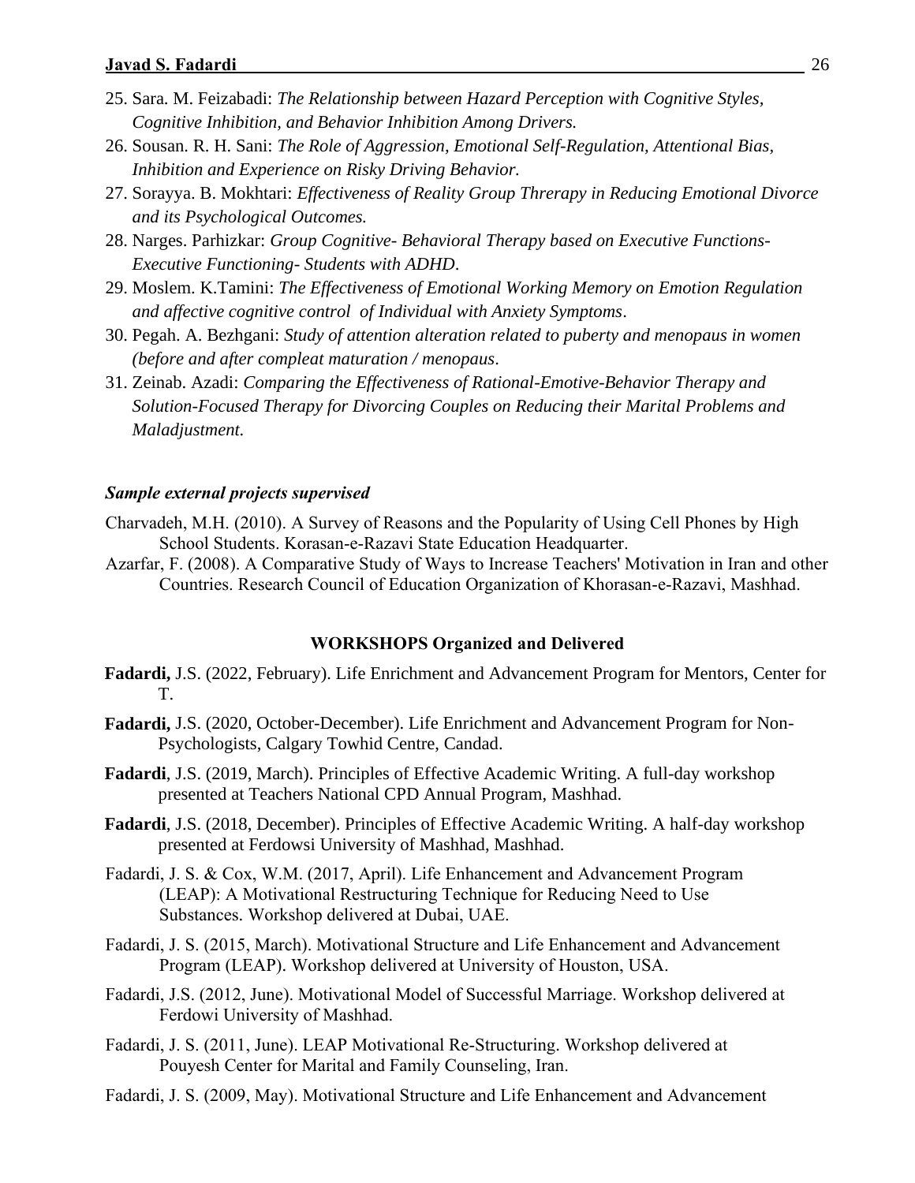25. Sara. M. Feizabadi: *The Relationship between Hazard Perception with Cognitive Styles, Cognitive Inhibition, and Behavior Inhibition Among Drivers.*
26. Sousan. R. H. Sani: *The Role of Aggression, Emotional Self-Regulation, Attentional Bias, Inhibition and Experience on Risky Driving Behavior.*
27. Sorayya. B. Mokhtari: *Effectiveness of Reality Group Threrapy in Reducing Emotional Divorce and its Psychological Outcomes.*
28. Narges. Parhizkar: *Group Cognitive- Behavioral Therapy based on Executive Functions- Executive Functioning- Students with ADHD*.
29. Moslem. K.Tamini: *The Effectiveness of Emotional Working Memory on Emotion Regulation and affective cognitive control of Individual with Anxiety Symptoms*.
30. Pegah. A. Bezhgani: *Study of attention alteration related to puberty and menopaus in women (before and after compleat maturation / menopaus*.
31. Zeinab. Azadi: *Comparing the Effectiveness of Rational-Emotive-Behavior Therapy and Solution-Focused Therapy for Divorcing Couples on Reducing their Marital Problems and Maladjustment.*

***Sample external projects supervised***

Charvadeh, M.H. (2010). A Survey of Reasons and the Popularity of Using Cell Phones by High School Students. Korasan-e-Razavi State Education Headquarter.

Azarfar, F. (2008). A Comparative Study of Ways to Increase Teachers' Motivation in Iran and other Countries. Research Council of Education Organization of Khorasan-e-Razavi, Mashhad.

## WORKSHOPS Organized and Delivered

**Fadardi,** J.S. (2022, February). Life Enrichment and Advancement Program for Mentors, Center for T.

**Fadardi,** J.S. (2020, October-December). Life Enrichment and Advancement Program for Non-Psychologists, Calgary Towhid Centre, Candad.

**Fadardi**, J.S. (2019, March). Principles of Effective Academic Writing. A full-day workshop presented at Teachers National CPD Annual Program, Mashhad.

**Fadardi**, J.S. (2018, December). Principles of Effective Academic Writing. A half-day workshop presented at Ferdowsi University of Mashhad, Mashhad.

Fadardi, J. S. & Cox, W.M. (2017, April). Life Enhancement and Advancement Program (LEAP): A Motivational Restructuring Technique for Reducing Need to Use Substances. Workshop delivered at Dubai, UAE.

Fadardi, J. S. (2015, March). Motivational Structure and Life Enhancement and Advancement Program (LEAP). Workshop delivered at University of Houston, USA.

Fadardi, J.S. (2012, June). Motivational Model of Successful Marriage. Workshop delivered at Ferdowi University of Mashhad.

Fadardi, J. S. (2011, June). LEAP Motivational Re-Structuring. Workshop delivered at Pouyesh Center for Marital and Family Counseling, Iran.

Fadardi, J. S. (2009, May). Motivational Structure and Life Enhancement and Advancement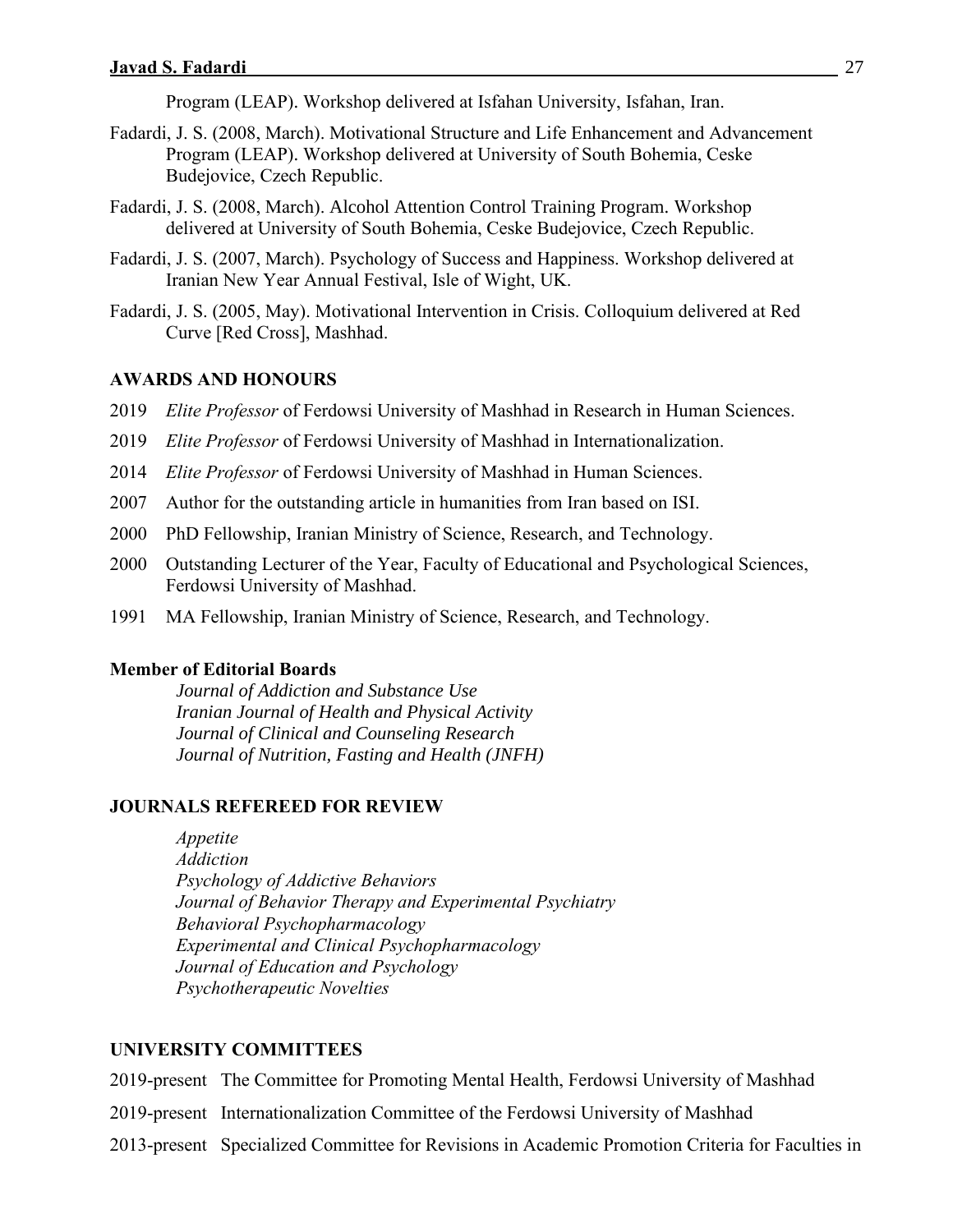Program (LEAP). Workshop delivered at Isfahan University, Isfahan, Iran.

Fadardi, J. S. (2008, March). Motivational Structure and Life Enhancement and Advancement Program (LEAP). Workshop delivered at University of South Bohemia, Ceske Budejovice, Czech Republic.

Fadardi, J. S. (2008, March). Alcohol Attention Control Training Program. Workshop delivered at University of South Bohemia, Ceske Budejovice, Czech Republic.

Fadardi, J. S. (2007, March). Psychology of Success and Happiness. Workshop delivered at Iranian New Year Annual Festival, Isle of Wight, UK.

Fadardi, J. S. (2005, May). Motivational Intervention in Crisis. Colloquium delivered at Red Curve [Red Cross], Mashhad.

## AWARDS AND HONOURS

2019 *Elite Professor* of Ferdowsi University of Mashhad in Research in Human Sciences.

2019 *Elite Professor* of Ferdowsi University of Mashhad in Internationalization.

2014 *Elite Professor* of Ferdowsi University of Mashhad in Human Sciences.

2007 Author for the outstanding article in humanities from Iran based on ISI.

2000 PhD Fellowship, Iranian Ministry of Science, Research, and Technology.

2000 Outstanding Lecturer of the Year, Faculty of Educational and Psychological Sciences, Ferdowsi University of Mashhad.

1991 MA Fellowship, Iranian Ministry of Science, Research, and Technology.

### Member of Editorial Boards

*Journal of Addiction and Substance Use*
*Iranian Journal of Health and Physical Activity*
*Journal of Clinical and Counseling Research*
*Journal of Nutrition, Fasting and Health (JNFH)*

## JOURNALS REFEREED FOR REVIEW

*Appetite*
*Addiction*
*Psychology of Addictive Behaviors*
*Journal of Behavior Therapy and Experimental Psychiatry*
*Behavioral Psychopharmacology*
*Experimental and Clinical Psychopharmacology*
*Journal of Education and Psychology*
*Psychotherapeutic Novelties*

## UNIVERSITY COMMITTEES

2019-present The Committee for Promoting Mental Health, Ferdowsi University of Mashhad

2019-present Internationalization Committee of the Ferdowsi University of Mashhad

2013-present Specialized Committee for Revisions in Academic Promotion Criteria for Faculties in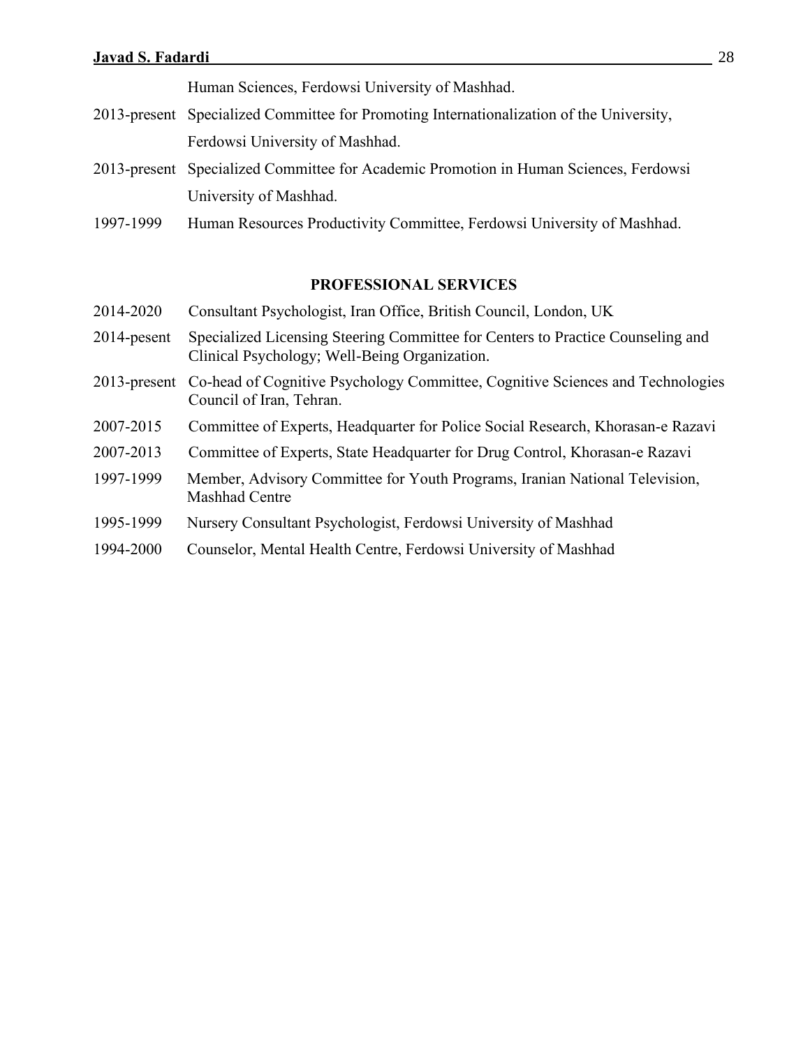Human Sciences, Ferdowsi University of Mashhad.

2013-present Specialized Committee for Promoting Internationalization of the University, Ferdowsi University of Mashhad.

2013-present Specialized Committee for Academic Promotion in Human Sciences, Ferdowsi University of Mashhad.

1997-1999 Human Resources Productivity Committee, Ferdowsi University of Mashhad.

## PROFESSIONAL SERVICES

2014-2020 Consultant Psychologist, Iran Office, British Council, London, UK

2014-pesent Specialized Licensing Steering Committee for Centers to Practice Counseling and Clinical Psychology; Well-Being Organization.

2013-present Co-head of Cognitive Psychology Committee, Cognitive Sciences and Technologies Council of Iran, Tehran.

2007-2015 Committee of Experts, Headquarter for Police Social Research, Khorasan-e Razavi

2007-2013 Committee of Experts, State Headquarter for Drug Control, Khorasan-e Razavi

1997-1999 Member, Advisory Committee for Youth Programs, Iranian National Television, Mashhad Centre

1995-1999 Nursery Consultant Psychologist, Ferdowsi University of Mashhad

1994-2000 Counselor, Mental Health Centre, Ferdowsi University of Mashhad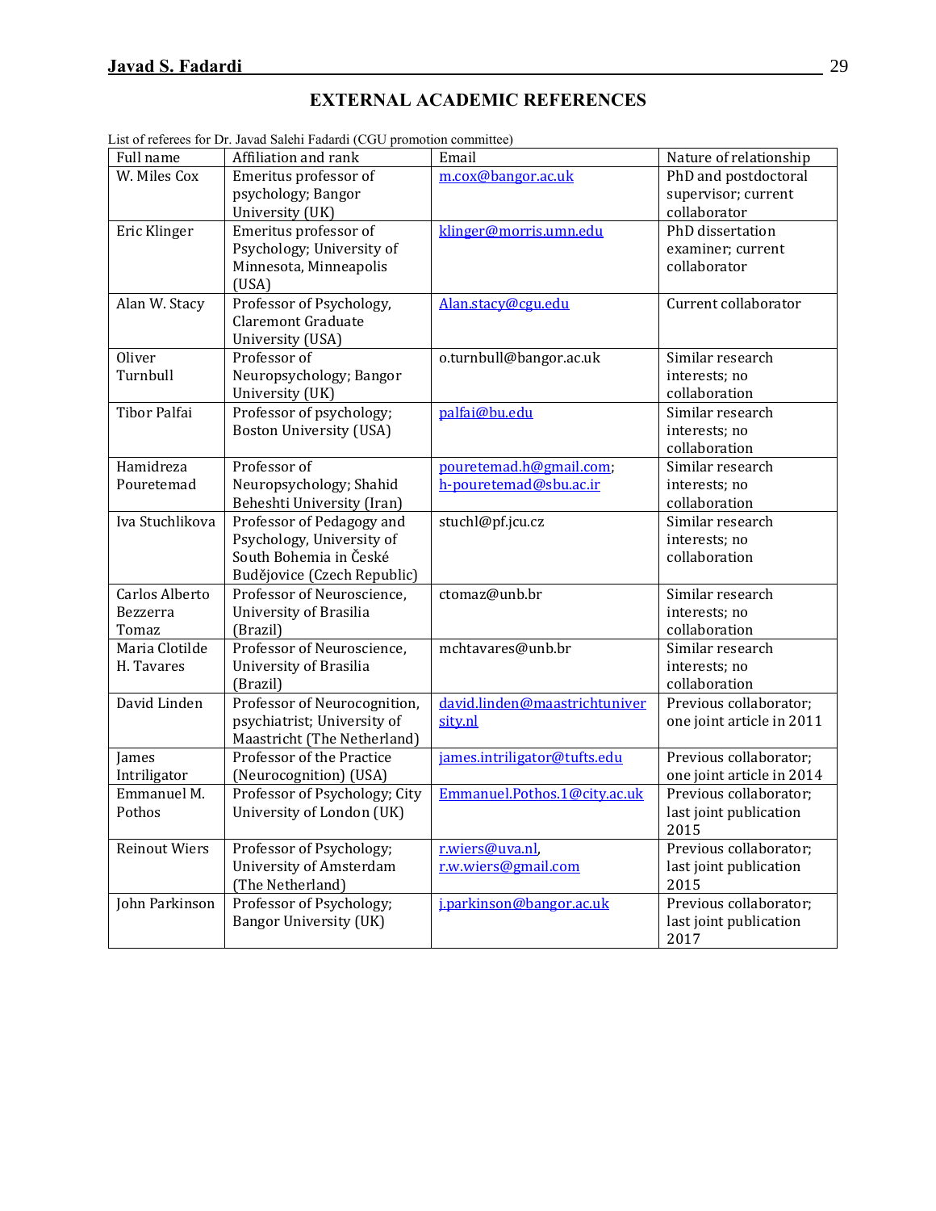## EXTERNAL ACADEMIC REFERENCES

List of referees for Dr. Javad Salehi Fadardi (CGU promotion committee)

| Full name | Affiliation and rank | Email | Nature of relationship |
|---|---|---|---|
| W. Miles Cox | Emeritus professor of psychology; Bangor University (UK) | m.cox@bangor.ac.uk | PhD and postdoctoral supervisor; current collaborator |
| Eric Klinger | Emeritus professor of Psychology; University of Minnesota, Minneapolis (USA) | klinger@morris.umn.edu | PhD dissertation examiner; current collaborator |
| Alan W. Stacy | Professor of Psychology, Claremont Graduate University (USA) | Alan.stacy@cgu.edu | Current collaborator |
| Oliver Turnbull | Professor of Neuropsychology; Bangor University (UK) | o.turnbull@bangor.ac.uk | Similar research interests; no collaboration |
| Tibor Palfai | Professor of psychology; Boston University (USA) | palfai@bu.edu | Similar research interests; no collaboration |
| Hamidreza Pouretemad | Professor of Neuropsychology; Shahid Beheshti University (Iran) | pouretemad.h@gmail.com; h-pouretemad@sbu.ac.ir | Similar research interests; no collaboration |
| Iva Stuchlikova | Professor of Pedagogy and Psychology, University of South Bohemia in České Budějovice (Czech Republic) | stuchl@pf.jcu.cz | Similar research interests; no collaboration |
| Carlos Alberto Bezzerra Tomaz | Professor of Neuroscience, University of Brasilia (Brazil) | ctomaz@unb.br | Similar research interests; no collaboration |
| Maria Clotilde H. Tavares | Professor of Neuroscience, University of Brasilia (Brazil) | mchtavares@unb.br | Similar research interests; no collaboration |
| David Linden | Professor of Neurocognition, psychiatrist; University of Maastricht (The Netherland) | david.linden@maastrichtuniversity.nl | Previous collaborator; one joint article in 2011 |
| James Intriligator | Professor of the Practice (Neurocognition) (USA) | james.intriligator@tufts.edu | Previous collaborator; one joint article in 2014 |
| Emmanuel M. Pothos | Professor of Psychology; City University of London (UK) | Emmanuel.Pothos.1@city.ac.uk | Previous collaborator; last joint publication 2015 |
| Reinout Wiers | Professor of Psychology; University of Amsterdam (The Netherland) | r.wiers@uva.nl, r.w.wiers@gmail.com | Previous collaborator; last joint publication 2015 |
| John Parkinson | Professor of Psychology; Bangor University (UK) | j.parkinson@bangor.ac.uk | Previous collaborator; last joint publication 2017 |